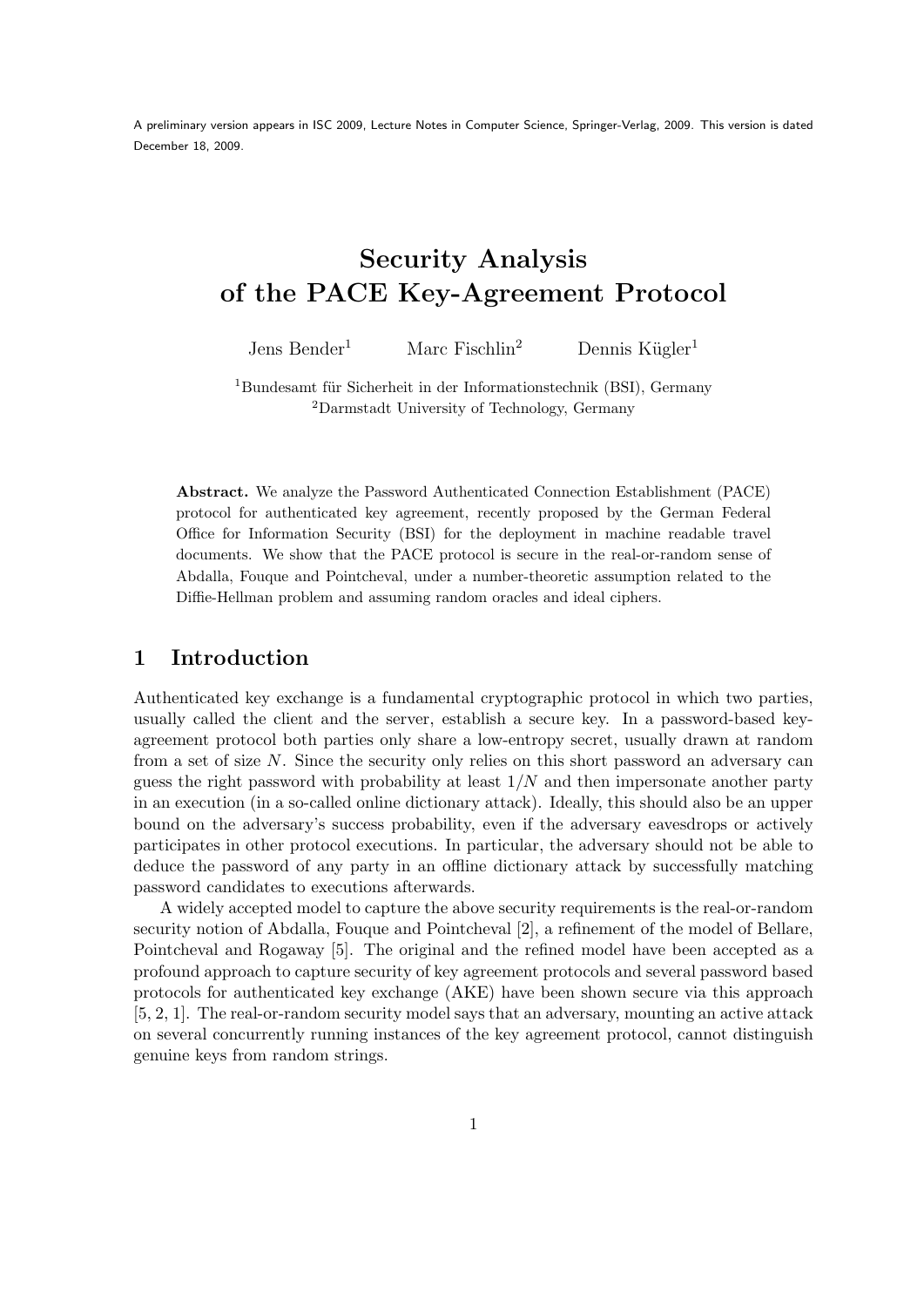A preliminary version appears in ISC 2009, Lecture Notes in Computer Science, Springer-Verlag, 2009. This version is dated December 18, 2009.

# Security Analysis of the PACE Key-Agreement Protocol

Jens Bender[1] Marc Fischlin[2] Dennis Kügler[1]

[1]Bundesamt für Sicherheit in der Informationstechnik (BSI), Germany
[2]Darmstadt University of Technology, Germany

**Abstract.** We analyze the Password Authenticated Connection Establishment (PACE) protocol for authenticated key agreement, recently proposed by the German Federal Office for Information Security (BSI) for the deployment in machine readable travel documents. We show that the PACE protocol is secure in the real-or-random sense of Abdalla, Fouque and Pointcheval, under a number-theoretic assumption related to the Diffie-Hellman problem and assuming random oracles and ideal ciphers.

## 1 Introduction

Authenticated key exchange is a fundamental cryptographic protocol in which two parties, usually called the client and the server, establish a secure key. In a password-based key-agreement protocol both parties only share a low-entropy secret, usually drawn at random from a set of size $N$. Since the security only relies on this short password an adversary can guess the right password with probability at least $1/N$ and then impersonate another party in an execution (in a so-called online dictionary attack). Ideally, this should also be an upper bound on the adversary's success probability, even if the adversary eavesdrops or actively participates in other protocol executions. In particular, the adversary should not be able to deduce the password of any party in an offline dictionary attack by successfully matching password candidates to executions afterwards.

A widely accepted model to capture the above security requirements is the real-or-random security notion of Abdalla, Fouque and Pointcheval [2], a refinement of the model of Bellare, Pointcheval and Rogaway [5]. The original and the refined model have been accepted as a profound approach to capture security of key agreement protocols and several password based protocols for authenticated key exchange (AKE) have been shown secure via this approach [5, 2, 1]. The real-or-random security model says that an adversary, mounting an active attack on several concurrently running instances of the key agreement protocol, cannot distinguish genuine keys from random strings.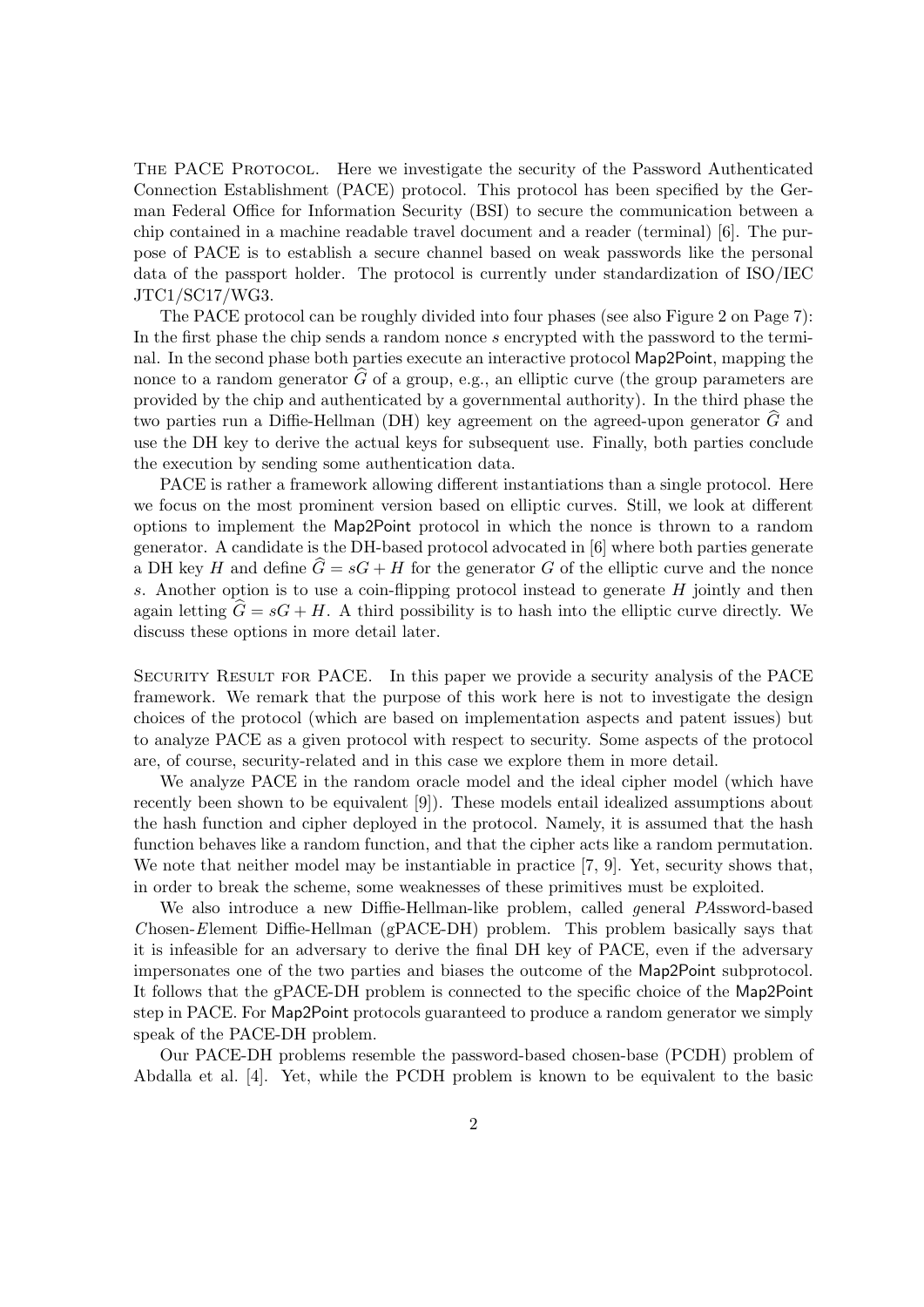The PACE Protocol. Here we investigate the security of the Password Authenticated Connection Establishment (PACE) protocol. This protocol has been specified by the German Federal Office for Information Security (BSI) to secure the communication between a chip contained in a machine readable travel document and a reader (terminal) [6]. The purpose of PACE is to establish a secure channel based on weak passwords like the personal data of the passport holder. The protocol is currently under standardization of ISO/IEC JTC1/SC17/WG3.

The PACE protocol can be roughly divided into four phases (see also Figure 2 on Page 7): In the first phase the chip sends a random nonce $s$ encrypted with the password to the terminal. In the second phase both parties execute an interactive protocol Map2Point, mapping the nonce to a random generator $\widehat{G}$ of a group, e.g., an elliptic curve (the group parameters are provided by the chip and authenticated by a governmental authority). In the third phase the two parties run a Diffie-Hellman (DH) key agreement on the agreed-upon generator $\widehat{G}$ and use the DH key to derive the actual keys for subsequent use. Finally, both parties conclude the execution by sending some authentication data.

PACE is rather a framework allowing different instantiations than a single protocol. Here we focus on the most prominent version based on elliptic curves. Still, we look at different options to implement the Map2Point protocol in which the nonce is thrown to a random generator. A candidate is the DH-based protocol advocated in [6] where both parties generate a DH key $H$ and define $\widehat{G} = sG + H$ for the generator $G$ of the elliptic curve and the nonce $s$. Another option is to use a coin-flipping protocol instead to generate $H$ jointly and then again letting $\widehat{G} = sG + H$. A third possibility is to hash into the elliptic curve directly. We discuss these options in more detail later.

Security Result for PACE. In this paper we provide a security analysis of the PACE framework. We remark that the purpose of this work here is not to investigate the design choices of the protocol (which are based on implementation aspects and patent issues) but to analyze PACE as a given protocol with respect to security. Some aspects of the protocol are, of course, security-related and in this case we explore them in more detail.

We analyze PACE in the random oracle model and the ideal cipher model (which have recently been shown to be equivalent [9]). These models entail idealized assumptions about the hash function and cipher deployed in the protocol. Namely, it is assumed that the hash function behaves like a random function, and that the cipher acts like a random permutation. We note that neither model may be instantiable in practice [7, 9]. Yet, security shows that, in order to break the scheme, some weaknesses of these primitives must be exploited.

We also introduce a new Diffie-Hellman-like problem, called *g*eneral *PA*ssword-based *C*hosen-*E*lement Diffie-Hellman (gPACE-DH) problem. This problem basically says that it is infeasible for an adversary to derive the final DH key of PACE, even if the adversary impersonates one of the two parties and biases the outcome of the Map2Point subprotocol. It follows that the gPACE-DH problem is connected to the specific choice of the Map2Point step in PACE. For Map2Point protocols guaranteed to produce a random generator we simply speak of the PACE-DH problem.

Our PACE-DH problems resemble the password-based chosen-base (PCDH) problem of Abdalla et al. [4]. Yet, while the PCDH problem is known to be equivalent to the basic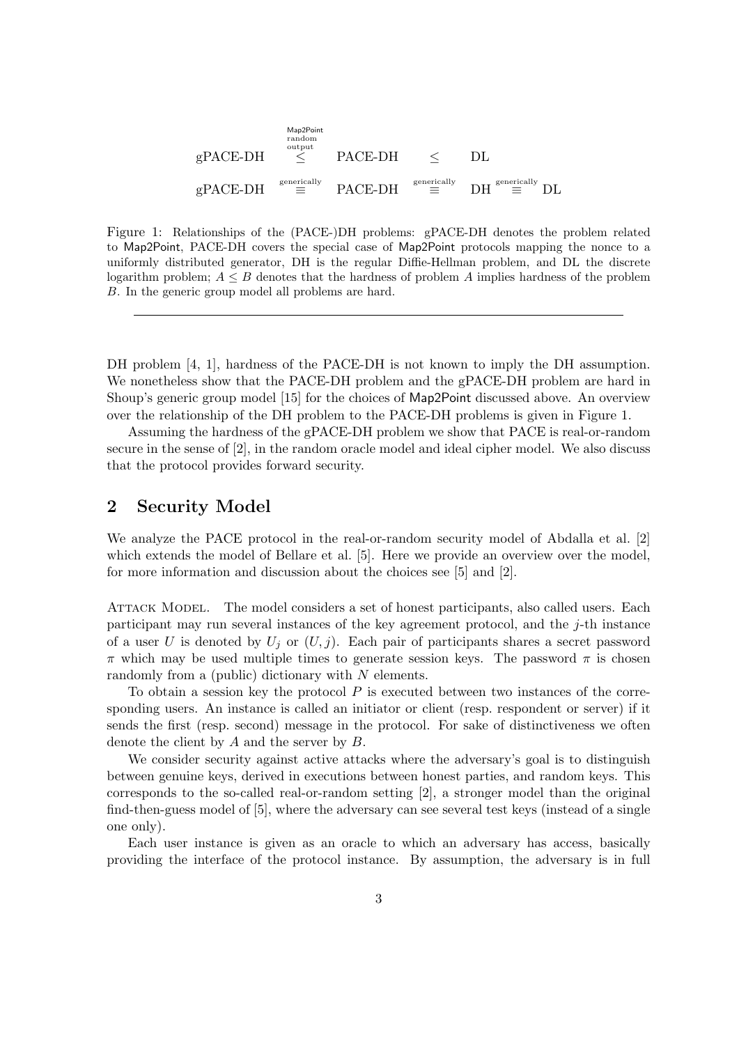$$\text{gPACE-DH} \overset{\substack{\text{Map2Point}\\\text{random}\\\text{output}}}{\leq} \text{PACE-DH} \quad \leq \quad \text{DL}$$

$$\text{gPACE-DH} \overset{\text{generically}}{\equiv} \text{PACE-DH} \overset{\text{generically}}{\equiv} \text{DH} \overset{\text{generically}}{\equiv} \text{DL}$$

Figure 1: Relationships of the (PACE-)DH problems: gPACE-DH denotes the problem related to Map2Point, PACE-DH covers the special case of Map2Point protocols mapping the nonce to a uniformly distributed generator, DH is the regular Diffie-Hellman problem, and DL the discrete logarithm problem; $A \leq B$ denotes that the hardness of problem $A$ implies hardness of the problem $B$. In the generic group model all problems are hard.

---

DH problem [4, 1], hardness of the PACE-DH is not known to imply the DH assumption. We nonetheless show that the PACE-DH problem and the gPACE-DH problem are hard in Shoup's generic group model [15] for the choices of Map2Point discussed above. An overview over the relationship of the DH problem to the PACE-DH problems is given in Figure 1.

Assuming the hardness of the gPACE-DH problem we show that PACE is real-or-random secure in the sense of [2], in the random oracle model and ideal cipher model. We also discuss that the protocol provides forward security.

## 2 Security Model

We analyze the PACE protocol in the real-or-random security model of Abdalla et al. [2] which extends the model of Bellare et al. [5]. Here we provide an overview over the model, for more information and discussion about the choices see [5] and [2].

Attack Model. The model considers a set of honest participants, also called users. Each participant may run several instances of the key agreement protocol, and the $j$-th instance of a user $U$ is denoted by $U_j$ or $(U, j)$. Each pair of participants shares a secret password $\pi$ which may be used multiple times to generate session keys. The password $\pi$ is chosen randomly from a (public) dictionary with $N$ elements.

To obtain a session key the protocol $P$ is executed between two instances of the corresponding users. An instance is called an initiator or client (resp. respondent or server) if it sends the first (resp. second) message in the protocol. For sake of distinctiveness we often denote the client by $A$ and the server by $B$.

We consider security against active attacks where the adversary's goal is to distinguish between genuine keys, derived in executions between honest parties, and random keys. This corresponds to the so-called real-or-random setting [2], a stronger model than the original find-then-guess model of [5], where the adversary can see several test keys (instead of a single one only).

Each user instance is given as an oracle to which an adversary has access, basically providing the interface of the protocol instance. By assumption, the adversary is in full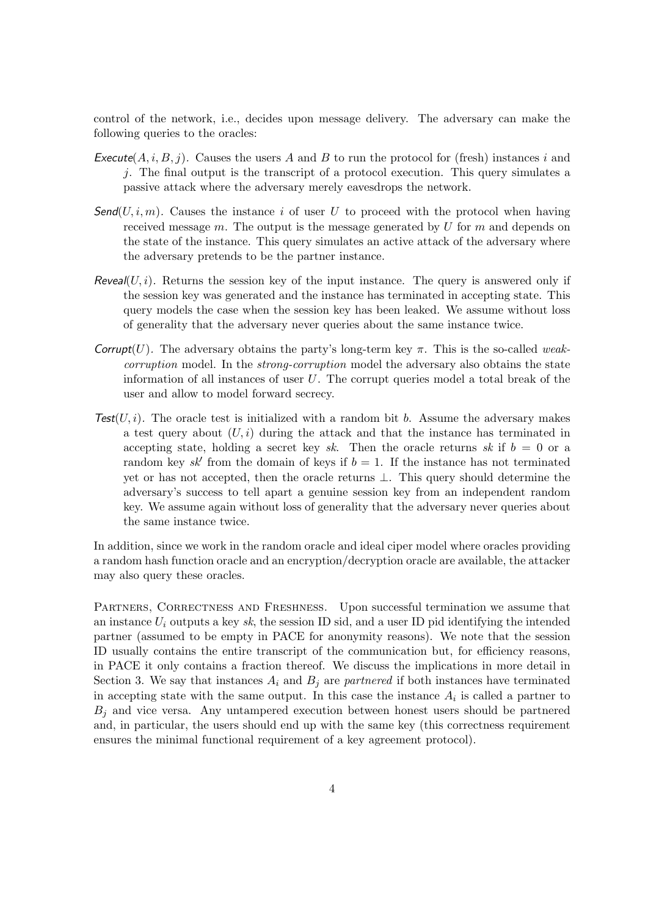control of the network, i.e., decides upon message delivery. The adversary can make the following queries to the oracles:

- *Execute*$(A, i, B, j)$. Causes the users $A$ and $B$ to run the protocol for (fresh) instances $i$ and $j$. The final output is the transcript of a protocol execution. This query simulates a passive attack where the adversary merely eavesdrops the network.
- *Send*$(U, i, m)$. Causes the instance $i$ of user $U$ to proceed with the protocol when having received message $m$. The output is the message generated by $U$ for $m$ and depends on the state of the instance. This query simulates an active attack of the adversary where the adversary pretends to be the partner instance.
- *Reveal*$(U, i)$. Returns the session key of the input instance. The query is answered only if the session key was generated and the instance has terminated in accepting state. This query models the case when the session key has been leaked. We assume without loss of generality that the adversary never queries about the same instance twice.
- *Corrupt*$(U)$. The adversary obtains the party's long-term key $\pi$. This is the so-called *weak-corruption* model. In the *strong-corruption* model the adversary also obtains the state information of all instances of user $U$. The corrupt queries model a total break of the user and allow to model forward secrecy.
- *Test*$(U, i)$. The oracle test is initialized with a random bit $b$. Assume the adversary makes a test query about $(U, i)$ during the attack and that the instance has terminated in accepting state, holding a secret key $sk$. Then the oracle returns $sk$ if $b = 0$ or a random key $sk'$ from the domain of keys if $b = 1$. If the instance has not terminated yet or has not accepted, then the oracle returns $\perp$. This query should determine the adversary's success to tell apart a genuine session key from an independent random key. We assume again without loss of generality that the adversary never queries about the same instance twice.

In addition, since we work in the random oracle and ideal ciper model where oracles providing a random hash function oracle and an encryption/decryption oracle are available, the attacker may also query these oracles.

Partners, Correctness and Freshness. Upon successful termination we assume that an instance $U_i$ outputs a key $sk$, the session ID sid, and a user ID pid identifying the intended partner (assumed to be empty in PACE for anonymity reasons). We note that the session ID usually contains the entire transcript of the communication but, for efficiency reasons, in PACE it only contains a fraction thereof. We discuss the implications in more detail in Section 3. We say that instances $A_i$ and $B_j$ are *partnered* if both instances have terminated in accepting state with the same output. In this case the instance $A_i$ is called a partner to $B_j$ and vice versa. Any untampered execution between honest users should be partnered and, in particular, the users should end up with the same key (this correctness requirement ensures the minimal functional requirement of a key agreement protocol).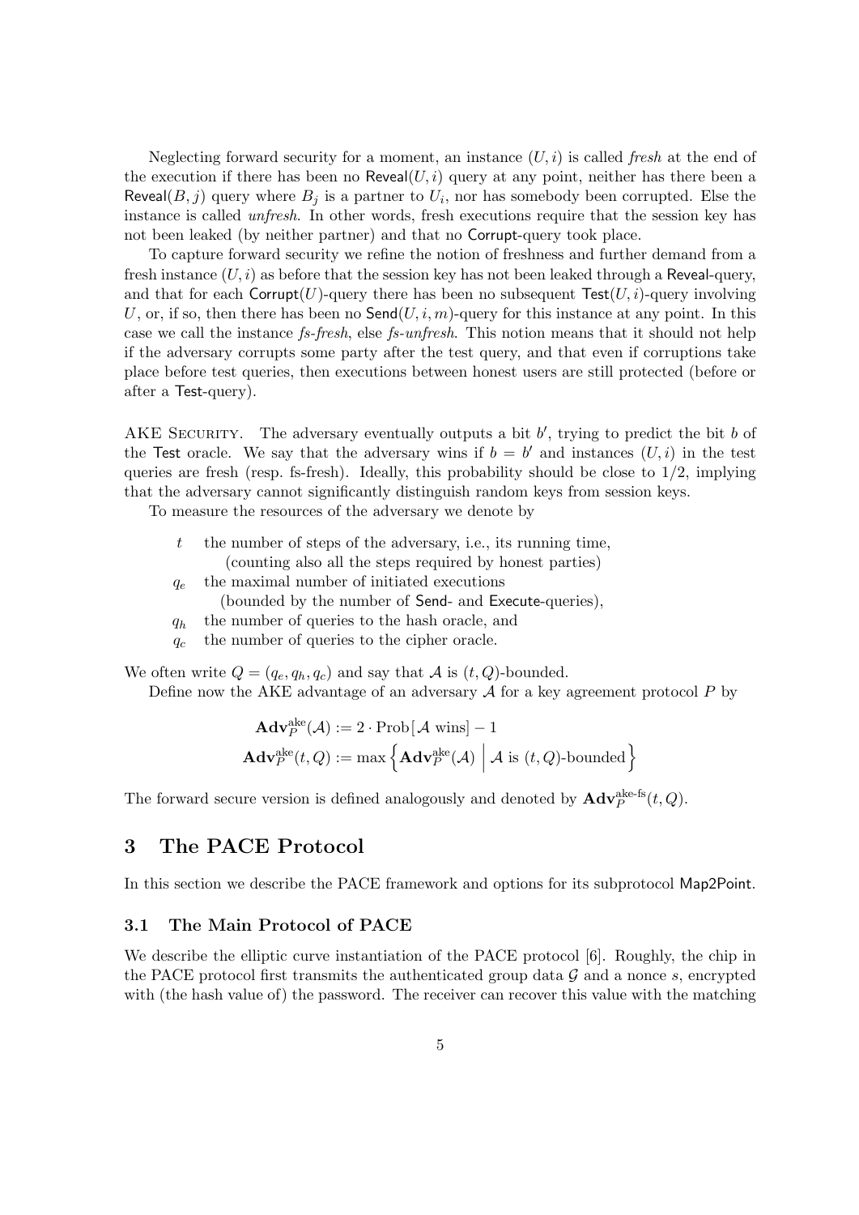Neglecting forward security for a moment, an instance $(U, i)$ is called *fresh* at the end of the execution if there has been no $\mathsf{Reveal}(U, i)$ query at any point, neither has there been a $\mathsf{Reveal}(B, j)$ query where $B_j$ is a partner to $U_i$, nor has somebody been corrupted. Else the instance is called *unfresh*. In other words, fresh executions require that the session key has not been leaked (by neither partner) and that no Corrupt-query took place.

To capture forward security we refine the notion of freshness and further demand from a fresh instance $(U, i)$ as before that the session key has not been leaked through a Reveal-query, and that for each $\mathsf{Corrupt}(U)$-query there has been no subsequent $\mathsf{Test}(U, i)$-query involving $U$, or, if so, then there has been no $\mathsf{Send}(U, i, m)$-query for this instance at any point. In this case we call the instance *fs-fresh*, else *fs-unfresh*. This notion means that it should not help if the adversary corrupts some party after the test query, and that even if corruptions take place before test queries, then executions between honest users are still protected (before or after a Test-query).

AKE Security. The adversary eventually outputs a bit $b'$, trying to predict the bit $b$ of the Test oracle. We say that the adversary wins if $b = b'$ and instances $(U, i)$ in the test queries are fresh (resp. fs-fresh). Ideally, this probability should be close to $1/2$, implying that the adversary cannot significantly distinguish random keys from session keys.

To measure the resources of the adversary we denote by

- $t$ the number of steps of the adversary, i.e., its running time, (counting also all the steps required by honest parties)
- $q_e$ the maximal number of initiated executions (bounded by the number of Send- and Execute-queries),
- $q_h$ the number of queries to the hash oracle, and
- $q_c$ the number of queries to the cipher oracle.

We often write $Q = (q_e, q_h, q_c)$ and say that $\mathcal{A}$ is $(t, Q)$-bounded.

Define now the AKE advantage of an adversary $\mathcal{A}$ for a key agreement protocol $P$ by

$$\mathbf{Adv}_P^{\text{ake}}(\mathcal{A}) := 2 \cdot \text{Prob}[\,\mathcal{A} \text{ wins}] - 1$$

$$\mathbf{Adv}_P^{\text{ake}}(t, Q) := \max \left\{ \mathbf{Adv}_P^{\text{ake}}(\mathcal{A}) \;\middle|\; \mathcal{A} \text{ is } (t, Q)\text{-bounded} \right\}$$

The forward secure version is defined analogously and denoted by $\mathbf{Adv}_P^{\text{ake-fs}}(t, Q)$.

## 3 The PACE Protocol

In this section we describe the PACE framework and options for its subprotocol Map2Point.

### 3.1 The Main Protocol of PACE

We describe the elliptic curve instantiation of the PACE protocol [6]. Roughly, the chip in the PACE protocol first transmits the authenticated group data $\mathcal{G}$ and a nonce $s$, encrypted with (the hash value of) the password. The receiver can recover this value with the matching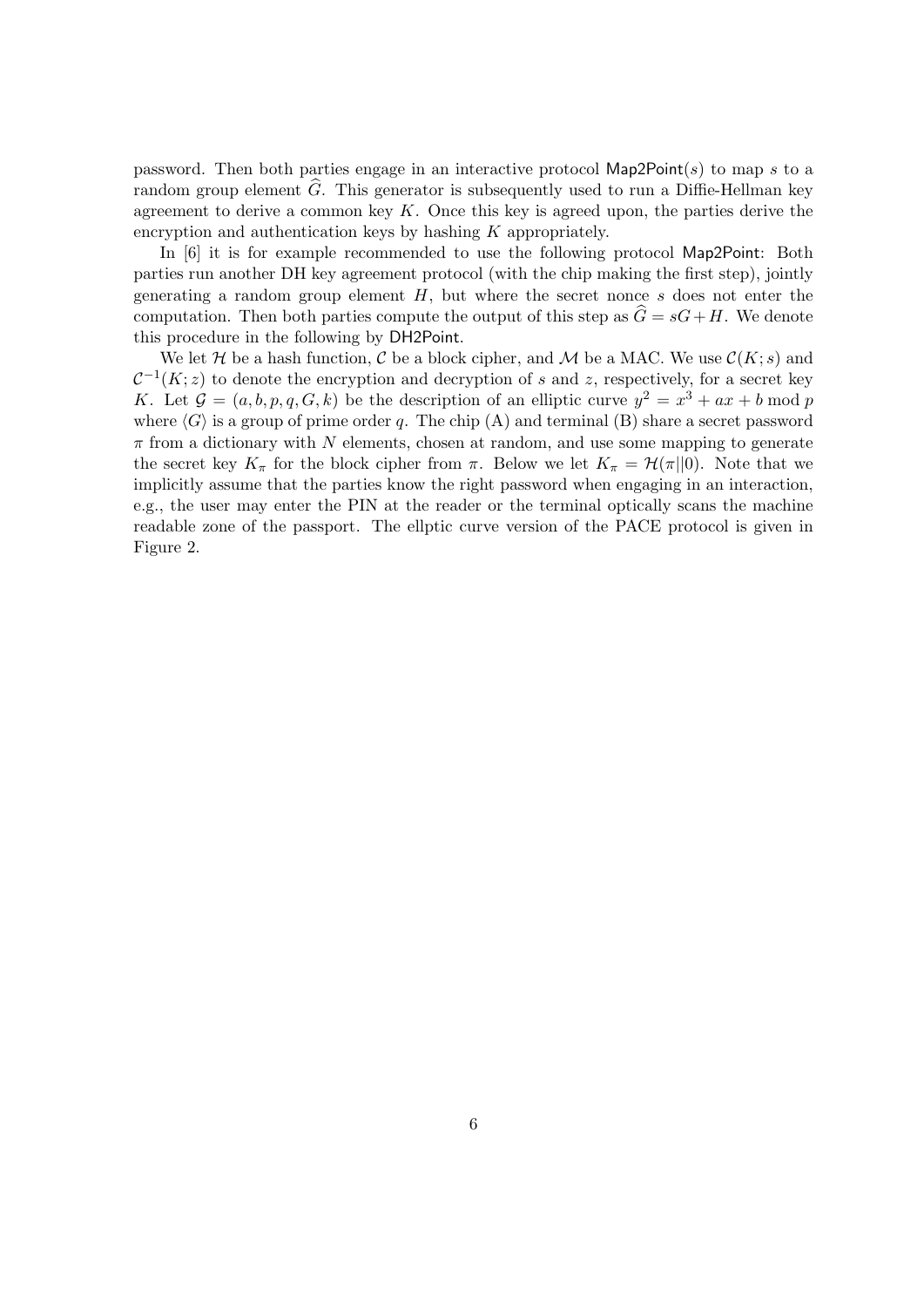password. Then both parties engage in an interactive protocol $\mathsf{Map2Point}(s)$ to map $s$ to a random group element $\widehat{G}$. This generator is subsequently used to run a Diffie-Hellman key agreement to derive a common key $K$. Once this key is agreed upon, the parties derive the encryption and authentication keys by hashing $K$ appropriately.

In [6] it is for example recommended to use the following protocol $\mathsf{Map2Point}$: Both parties run another DH key agreement protocol (with the chip making the first step), jointly generating a random group element $H$, but where the secret nonce $s$ does not enter the computation. Then both parties compute the output of this step as $\widehat{G} = sG + H$. We denote this procedure in the following by $\mathsf{DH2Point}$.

We let $\mathcal{H}$ be a hash function, $\mathcal{C}$ be a block cipher, and $\mathcal{M}$ be a MAC. We use $\mathcal{C}(K; s)$ and $\mathcal{C}^{-1}(K; z)$ to denote the encryption and decryption of $s$ and $z$, respectively, for a secret key $K$. Let $\mathcal{G} = (a, b, p, q, G, k)$ be the description of an elliptic curve $y^2 = x^3 + ax + b \bmod p$ where $\langle G \rangle$ is a group of prime order $q$. The chip (A) and terminal (B) share a secret password $\pi$ from a dictionary with $N$ elements, chosen at random, and use some mapping to generate the secret key $K_\pi$ for the block cipher from $\pi$. Below we let $K_\pi = \mathcal{H}(\pi || 0)$. Note that we implicitly assume that the parties know the right password when engaging in an interaction, e.g., the user may enter the PIN at the reader or the terminal optically scans the machine readable zone of the passport. The ellptic curve version of the PACE protocol is given in Figure 2.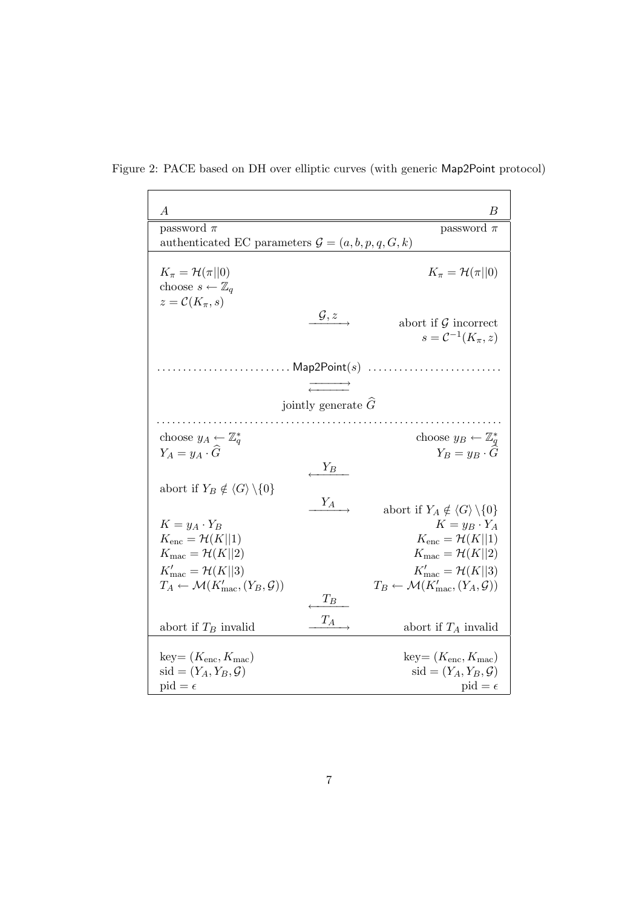Figure 2: PACE based on DH over elliptic curves (with generic Map2Point protocol)

| $A$ | | $B$ |
|---|---|---|
| password $\pi$ | | password $\pi$ |
| authenticated EC parameters $\mathcal{G} = (a, b, p, q, G, k)$ | | |
| $K_\pi = \mathcal{H}(\pi\|\|0)$ | | $K_\pi = \mathcal{H}(\pi\|\|0)$ |
| choose $s \leftarrow \mathbb{Z}_q$ | | |
| $z = \mathcal{C}(K_\pi, s)$ | | |
| | $\xrightarrow{\mathcal{G}, z}$ | abort if $\mathcal{G}$ incorrect |
| | | $s = \mathcal{C}^{-1}(K_\pi, z)$ |
| | $\mathsf{Map2Point}(s)$ | |
| | $\overrightarrow{\phantom{xx}}$ $\overleftarrow{\phantom{xx}}$ | |
| | jointly generate $\widehat{G}$ | |
| choose $y_A \leftarrow \mathbb{Z}_q^*$ | | choose $y_B \leftarrow \mathbb{Z}_q^*$ |
| $Y_A = y_A \cdot \widehat{G}$ | | $Y_B = y_B \cdot \widehat{G}$ |
| | $\xleftarrow{Y_B}$ | |
| abort if $Y_B \notin \langle G \rangle \setminus \{0\}$ | | |
| | $\xrightarrow{Y_A}$ | abort if $Y_A \notin \langle G \rangle \setminus \{0\}$ |
| $K = y_A \cdot Y_B$ | | $K = y_B \cdot Y_A$ |
| $K_{\text{enc}} = \mathcal{H}(K\|\|1)$ | | $K_{\text{enc}} = \mathcal{H}(K\|\|1)$ |
| $K_{\text{mac}} = \mathcal{H}(K\|\|2)$ | | $K_{\text{mac}} = \mathcal{H}(K\|\|2)$ |
| $K'_{\text{mac}} = \mathcal{H}(K\|\|3)$ | | $K'_{\text{mac}} = \mathcal{H}(K\|\|3)$ |
| $T_A \leftarrow \mathcal{M}(K'_{\text{mac}}, (Y_B, \mathcal{G}))$ | | $T_B \leftarrow \mathcal{M}(K'_{\text{mac}}, (Y_A, \mathcal{G}))$ |
| | $\xleftarrow{T_B}$ | |
| abort if $T_B$ invalid | $\xrightarrow{T_A}$ | abort if $T_A$ invalid |
| key $= (K_{\text{enc}}, K_{\text{mac}})$ | | key $= (K_{\text{enc}}, K_{\text{mac}})$ |
| sid $= (Y_A, Y_B, \mathcal{G})$ | | sid $= (Y_A, Y_B, \mathcal{G})$ |
| pid $= \epsilon$ | | pid $= \epsilon$ |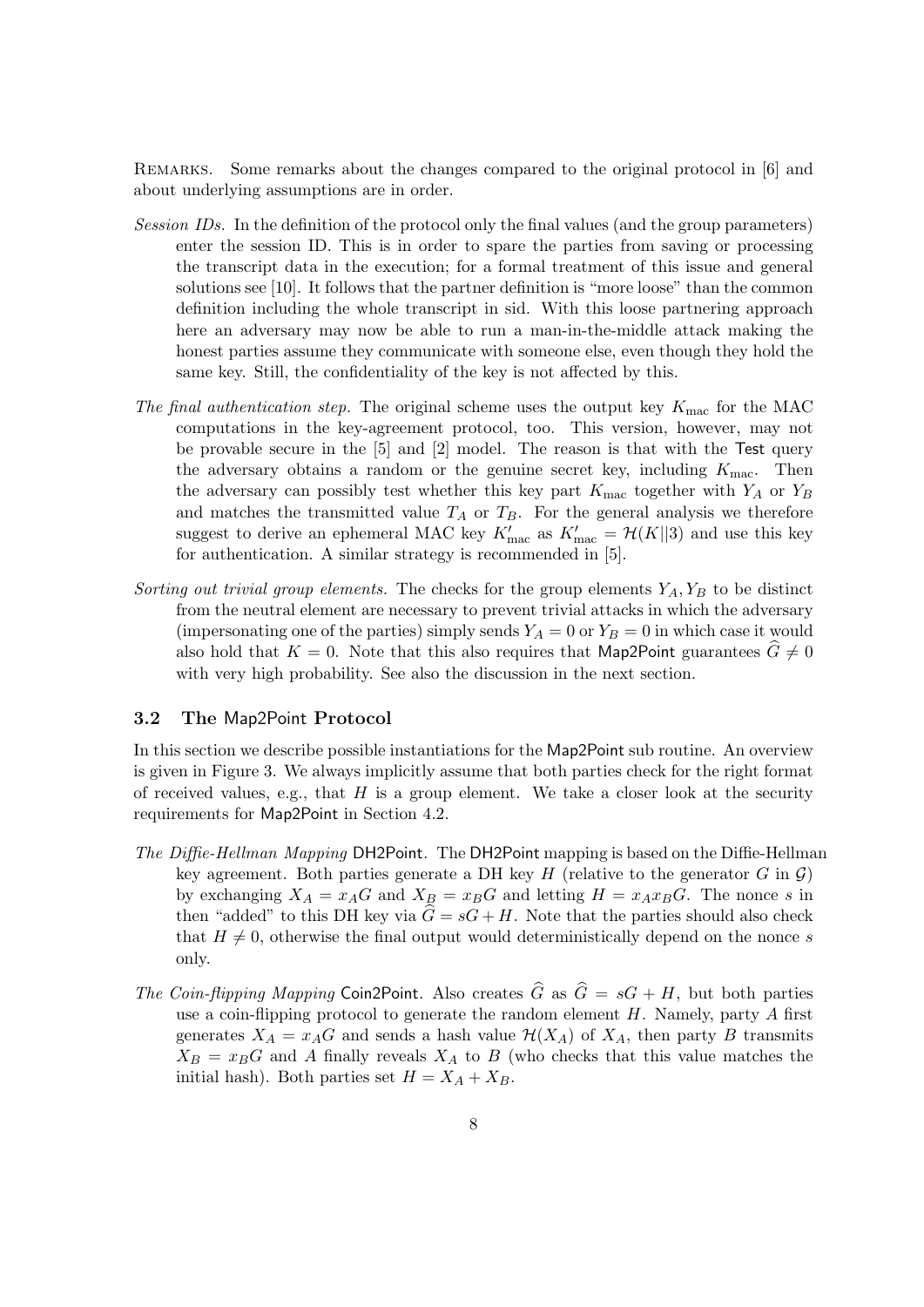REMARKS. Some remarks about the changes compared to the original protocol in [6] and about underlying assumptions are in order.

*Session IDs.* In the definition of the protocol only the final values (and the group parameters) enter the session ID. This is in order to spare the parties from saving or processing the transcript data in the execution; for a formal treatment of this issue and general solutions see [10]. It follows that the partner definition is "more loose" than the common definition including the whole transcript in sid. With this loose partnering approach here an adversary may now be able to run a man-in-the-middle attack making the honest parties assume they communicate with someone else, even though they hold the same key. Still, the confidentiality of the key is not affected by this.

*The final authentication step.* The original scheme uses the output key $K_{\text{mac}}$ for the MAC computations in the key-agreement protocol, too. This version, however, may not be provable secure in the [5] and [2] model. The reason is that with the Test query the adversary obtains a random or the genuine secret key, including $K_{\text{mac}}$. Then the adversary can possibly test whether this key part $K_{\text{mac}}$ together with $Y_A$ or $Y_B$ and matches the transmitted value $T_A$ or $T_B$. For the general analysis we therefore suggest to derive an ephemeral MAC key $K'_{\text{mac}}$ as $K'_{\text{mac}} = \mathcal{H}(K\|3)$ and use this key for authentication. A similar strategy is recommended in [5].

*Sorting out trivial group elements.* The checks for the group elements $Y_A, Y_B$ to be distinct from the neutral element are necessary to prevent trivial attacks in which the adversary (impersonating one of the parties) simply sends $Y_A = 0$ or $Y_B = 0$ in which case it would also hold that $K = 0$. Note that this also requires that Map2Point guarantees $\widehat{G} \neq 0$ with very high probability. See also the discussion in the next section.

### 3.2 The Map2Point Protocol

In this section we describe possible instantiations for the Map2Point sub routine. An overview is given in Figure 3. We always implicitly assume that both parties check for the right format of received values, e.g., that $H$ is a group element. We take a closer look at the security requirements for Map2Point in Section 4.2.

*The Diffie-Hellman Mapping* DH2Point. The DH2Point mapping is based on the Diffie-Hellman key agreement. Both parties generate a DH key $H$ (relative to the generator $G$ in $\mathcal{G}$) by exchanging $X_A = x_A G$ and $X_B = x_B G$ and letting $H = x_A x_B G$. The nonce $s$ in then "added" to this DH key via $\widehat{G} = sG + H$. Note that the parties should also check that $H \neq 0$, otherwise the final output would deterministically depend on the nonce $s$ only.

*The Coin-flipping Mapping* Coin2Point. Also creates $\widehat{G}$ as $\widehat{G} = sG + H$, but both parties use a coin-flipping protocol to generate the random element $H$. Namely, party $A$ first generates $X_A = x_A G$ and sends a hash value $\mathcal{H}(X_A)$ of $X_A$, then party $B$ transmits $X_B = x_B G$ and $A$ finally reveals $X_A$ to $B$ (who checks that this value matches the initial hash). Both parties set $H = X_A + X_B$.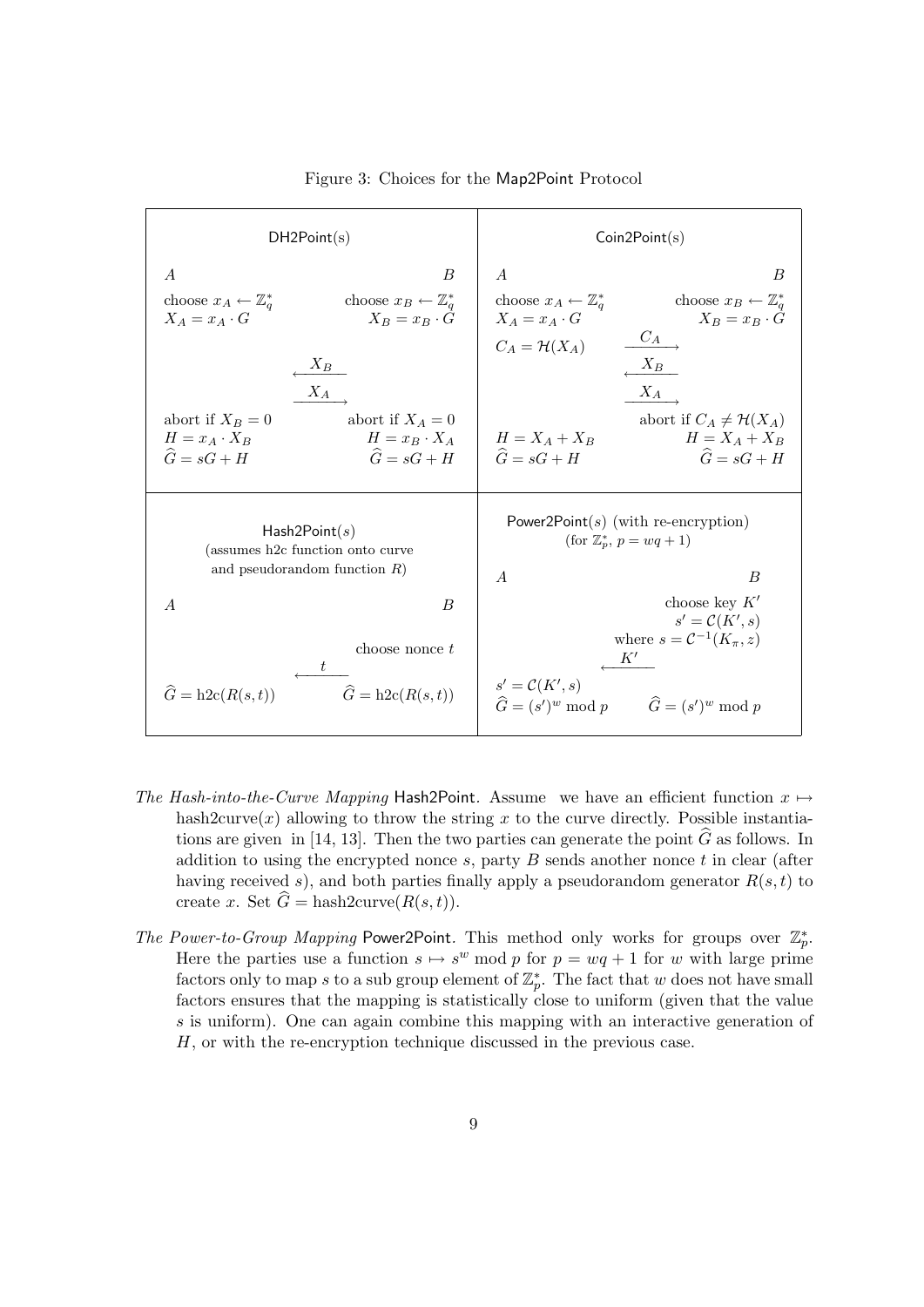Figure 3: Choices for the Map2Point Protocol

**DH2Point(s)**

| $A$ | | $B$ |
|---|---|---|
| choose $x_A \leftarrow \mathbb{Z}_q^*$ <br> $X_A = x_A \cdot G$ | | choose $x_B \leftarrow \mathbb{Z}_q^*$ <br> $X_B = x_B \cdot G$ |
| | $\xleftarrow{X_B}$ | |
| | $\xrightarrow{X_A}$ | |
| abort if $X_B = 0$ <br> $H = x_A \cdot X_B$ <br> $\widehat{G} = sG + H$ | | abort if $X_A = 0$ <br> $H = x_B \cdot X_A$ <br> $\widehat{G} = sG + H$ |

**Coin2Point(s)**

| $A$ | | $B$ |
|---|---|---|
| choose $x_A \leftarrow \mathbb{Z}_q^*$ <br> $X_A = x_A \cdot G$ | | choose $x_B \leftarrow \mathbb{Z}_q^*$ <br> $X_B = x_B \cdot G$ |
| $C_A = \mathcal{H}(X_A)$ | $\xrightarrow{C_A}$ | |
| | $\xleftarrow{X_B}$ | |
| | $\xrightarrow{X_A}$ | |
| | | abort if $C_A \neq \mathcal{H}(X_A)$ |
| $H = X_A + X_B$ <br> $\widehat{G} = sG + H$ | | $H = X_A + X_B$ <br> $\widehat{G} = sG + H$ |

**Hash2Point(s)**
(assumes h2c function onto curve and pseudorandom function $R$)

| $A$ | | $B$ |
|---|---|---|
| | | choose nonce $t$ |
| | $\xleftarrow{t}$ | |
| $\widehat{G} = \text{h2c}(R(s,t))$ | | $\widehat{G} = \text{h2c}(R(s,t))$ |

**Power2Point(s)** (with re-encryption)
(for $\mathbb{Z}_p^*$, $p = wq + 1$)

| $A$ | | $B$ |
|---|---|---|
| | | choose key $K'$ <br> $s' = \mathcal{C}(K', s)$ <br> where $s = \mathcal{C}^{-1}(K_\pi, z)$ |
| | $\xleftarrow{K'}$ | |
| $s' = \mathcal{C}(K', s)$ <br> $\widehat{G} = (s')^w \bmod p$ | | $\widehat{G} = (s')^w \bmod p$ |

*The Hash-into-the-Curve Mapping* Hash2Point. Assume we have an efficient function $x \mapsto \text{hash2curve}(x)$ allowing to throw the string $x$ to the curve directly. Possible instantiations are given in [14, 13]. Then the two parties can generate the point $\widehat{G}$ as follows. In addition to using the encrypted nonce $s$, party $B$ sends another nonce $t$ in clear (after having received $s$), and both parties finally apply a pseudorandom generator $R(s,t)$ to create $x$. Set $\widehat{G} = \text{hash2curve}(R(s,t))$.

*The Power-to-Group Mapping* Power2Point. This method only works for groups over $\mathbb{Z}_p^*$. Here the parties use a function $s \mapsto s^w \bmod p$ for $p = wq + 1$ for $w$ with large prime factors only to map $s$ to a sub group element of $\mathbb{Z}_p^*$. The fact that $w$ does not have small factors ensures that the mapping is statistically close to uniform (given that the value $s$ is uniform). One can again combine this mapping with an interactive generation of $H$, or with the re-encryption technique discussed in the previous case.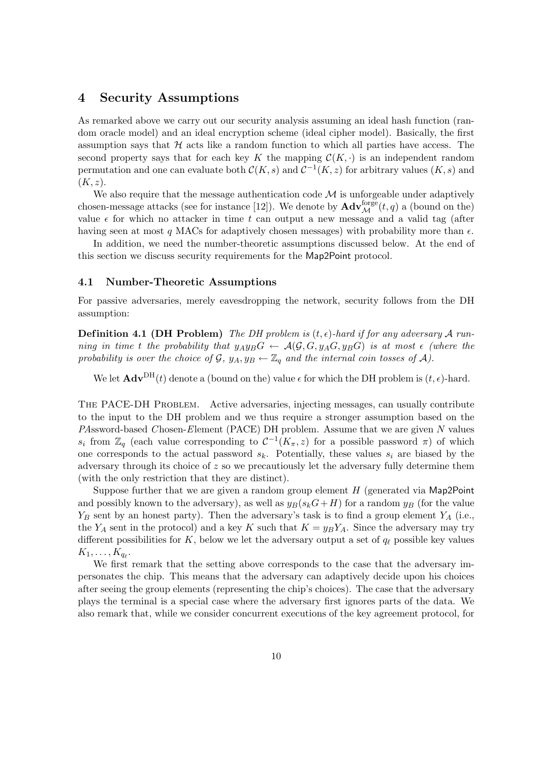# 4 Security Assumptions

As remarked above we carry out our security analysis assuming an ideal hash function (random oracle model) and an ideal encryption scheme (ideal cipher model). Basically, the first assumption says that $\mathcal{H}$ acts like a random function to which all parties have access. The second property says that for each key $K$ the mapping $\mathcal{C}(K, \cdot)$ is an independent random permutation and one can evaluate both $\mathcal{C}(K, s)$ and $\mathcal{C}^{-1}(K, z)$ for arbitrary values $(K, s)$ and $(K, z)$.

We also require that the message authentication code $\mathcal{M}$ is unforgeable under adaptively chosen-message attacks (see for instance [12]). We denote by $\mathbf{Adv}_{\mathcal{M}}^{\text{forge}}(t, q)$ a (bound on the) value $\epsilon$ for which no attacker in time $t$ can output a new message and a valid tag (after having seen at most $q$ MACs for adaptively chosen messages) with probability more than $\epsilon$.

In addition, we need the number-theoretic assumptions discussed below. At the end of this section we discuss security requirements for the Map2Point protocol.

## 4.1 Number-Theoretic Assumptions

For passive adversaries, merely eavesdropping the network, security follows from the DH assumption:

**Definition 4.1 (DH Problem)** *The DH problem is $(t, \epsilon)$-hard if for any adversary $\mathcal{A}$ running in time $t$ the probability that $y_A y_B G \leftarrow \mathcal{A}(\mathcal{G}, G, y_A G, y_B G)$ is at most $\epsilon$ (where the probability is over the choice of $\mathcal{G}$, $y_A, y_B \leftarrow \mathbb{Z}_q$ and the internal coin tosses of $\mathcal{A}$).*

We let $\mathbf{Adv}^{\text{DH}}(t)$ denote a (bound on the) value $\epsilon$ for which the DH problem is $(t, \epsilon)$-hard.

The PACE-DH Problem. Active adversaries, injecting messages, can usually contribute to the input to the DH problem and we thus require a stronger assumption based on the *PA*ssword-based *C*hosen-*E*lement (PACE) DH problem. Assume that we are given $N$ values $s_i$ from $\mathbb{Z}_q$ (each value corresponding to $\mathcal{C}^{-1}(K_\pi, z)$ for a possible password $\pi$) of which one corresponds to the actual password $s_k$. Potentially, these values $s_i$ are biased by the adversary through its choice of $z$ so we precautiously let the adversary fully determine them (with the only restriction that they are distinct).

Suppose further that we are given a random group element $H$ (generated via Map2Point and possibly known to the adversary), as well as $y_B(s_k G + H)$ for a random $y_B$ (for the value $Y_B$ sent by an honest party). Then the adversary's task is to find a group element $Y_A$ (i.e., the $Y_A$ sent in the protocol) and a key $K$ such that $K = y_B Y_A$. Since the adversary may try different possibilities for $K$, below we let the adversary output a set of $q_\ell$ possible key values $K_1, \ldots, K_{q_\ell}$.

We first remark that the setting above corresponds to the case that the adversary impersonates the chip. This means that the adversary can adaptively decide upon his choices after seeing the group elements (representing the chip's choices). The case that the adversary plays the terminal is a special case where the adversary first ignores parts of the data. We also remark that, while we consider concurrent executions of the key agreement protocol, for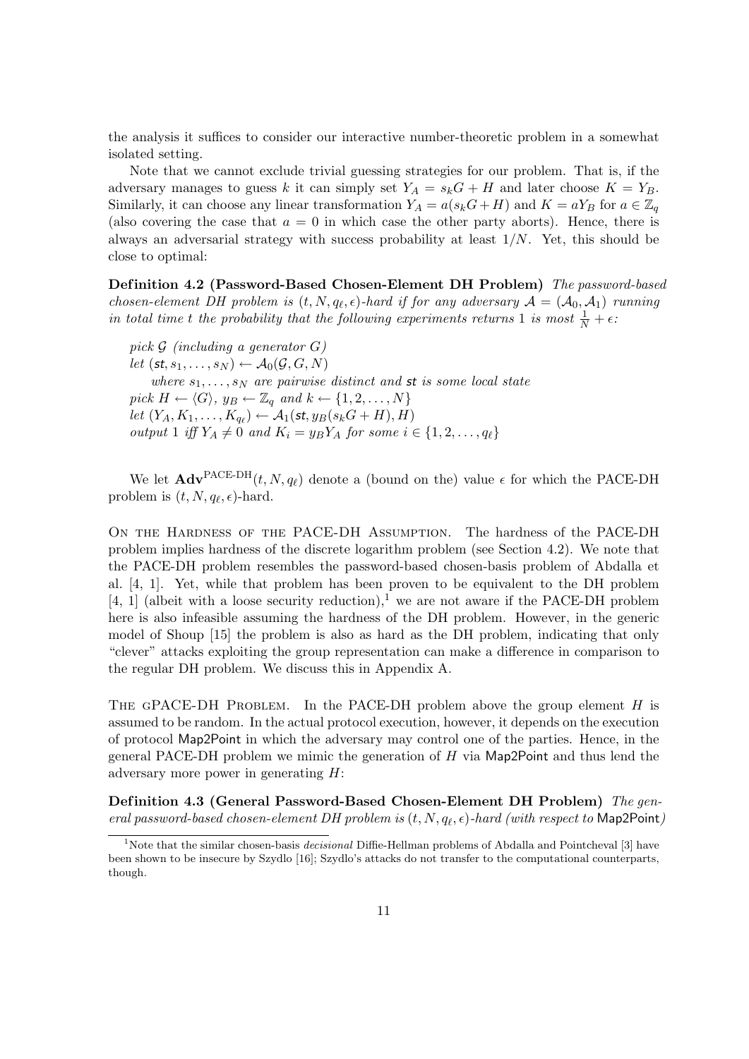the analysis it suffices to consider our interactive number-theoretic problem in a somewhat isolated setting.

Note that we cannot exclude trivial guessing strategies for our problem. That is, if the adversary manages to guess $k$ it can simply set $Y_A = s_k G + H$ and later choose $K = Y_B$. Similarly, it can choose any linear transformation $Y_A = a(s_k G + H)$ and $K = aY_B$ for $a \in \mathbb{Z}_q$ (also covering the case that $a = 0$ in which case the other party aborts). Hence, there is always an adversarial strategy with success probability at least $1/N$. Yet, this should be close to optimal:

**Definition 4.2 (Password-Based Chosen-Element DH Problem)** *The password-based chosen-element DH problem is $(t, N, q_\ell, \epsilon)$-hard if for any adversary $\mathcal{A} = (\mathcal{A}_0, \mathcal{A}_1)$ running in total time $t$ the probability that the following experiments returns 1 is most $\frac{1}{N} + \epsilon$:*

> *pick $\mathcal{G}$ (including a generator $G$)*
> *let $(\mathsf{st}, s_1, \ldots, s_N) \leftarrow \mathcal{A}_0(\mathcal{G}, G, N)$*
> *where $s_1, \ldots, s_N$ are pairwise distinct and $\mathsf{st}$ is some local state*
> *pick $H \leftarrow \langle G \rangle$, $y_B \leftarrow \mathbb{Z}_q$ and $k \leftarrow \{1, 2, \ldots, N\}$*
> *let $(Y_A, K_1, \ldots, K_{q_\ell}) \leftarrow \mathcal{A}_1(\mathsf{st}, y_B(s_k G + H), H)$*
> *output 1 iff $Y_A \neq 0$ and $K_i = y_B Y_A$ for some $i \in \{1, 2, \ldots, q_\ell\}$*

We let $\mathbf{Adv}^{\text{PACE-DH}}(t, N, q_\ell)$ denote a (bound on the) value $\epsilon$ for which the PACE-DH problem is $(t, N, q_\ell, \epsilon)$-hard.

On the Hardness of the PACE-DH Assumption. The hardness of the PACE-DH problem implies hardness of the discrete logarithm problem (see Section 4.2). We note that the PACE-DH problem resembles the password-based chosen-basis problem of Abdalla et al. [4, 1]. Yet, while that problem has been proven to be equivalent to the DH problem [4, 1] (albeit with a loose security reduction),[1] we are not aware if the PACE-DH problem here is also infeasible assuming the hardness of the DH problem. However, in the generic model of Shoup [15] the problem is also as hard as the DH problem, indicating that only "clever" attacks exploiting the group representation can make a difference in comparison to the regular DH problem. We discuss this in Appendix A.

The gPACE-DH Problem. In the PACE-DH problem above the group element $H$ is assumed to be random. In the actual protocol execution, however, it depends on the execution of protocol $\mathsf{Map2Point}$ in which the adversary may control one of the parties. Hence, in the general PACE-DH problem we mimic the generation of $H$ via $\mathsf{Map2Point}$ and thus lend the adversary more power in generating $H$:

**Definition 4.3 (General Password-Based Chosen-Element DH Problem)** *The general password-based chosen-element DH problem is $(t, N, q_\ell, \epsilon)$-hard (with respect to $\mathsf{Map2Point}$)*

[1] Note that the similar chosen-basis *decisional* Diffie-Hellman problems of Abdalla and Pointcheval [3] have been shown to be insecure by Szydlo [16]; Szydlo's attacks do not transfer to the computational counterparts, though.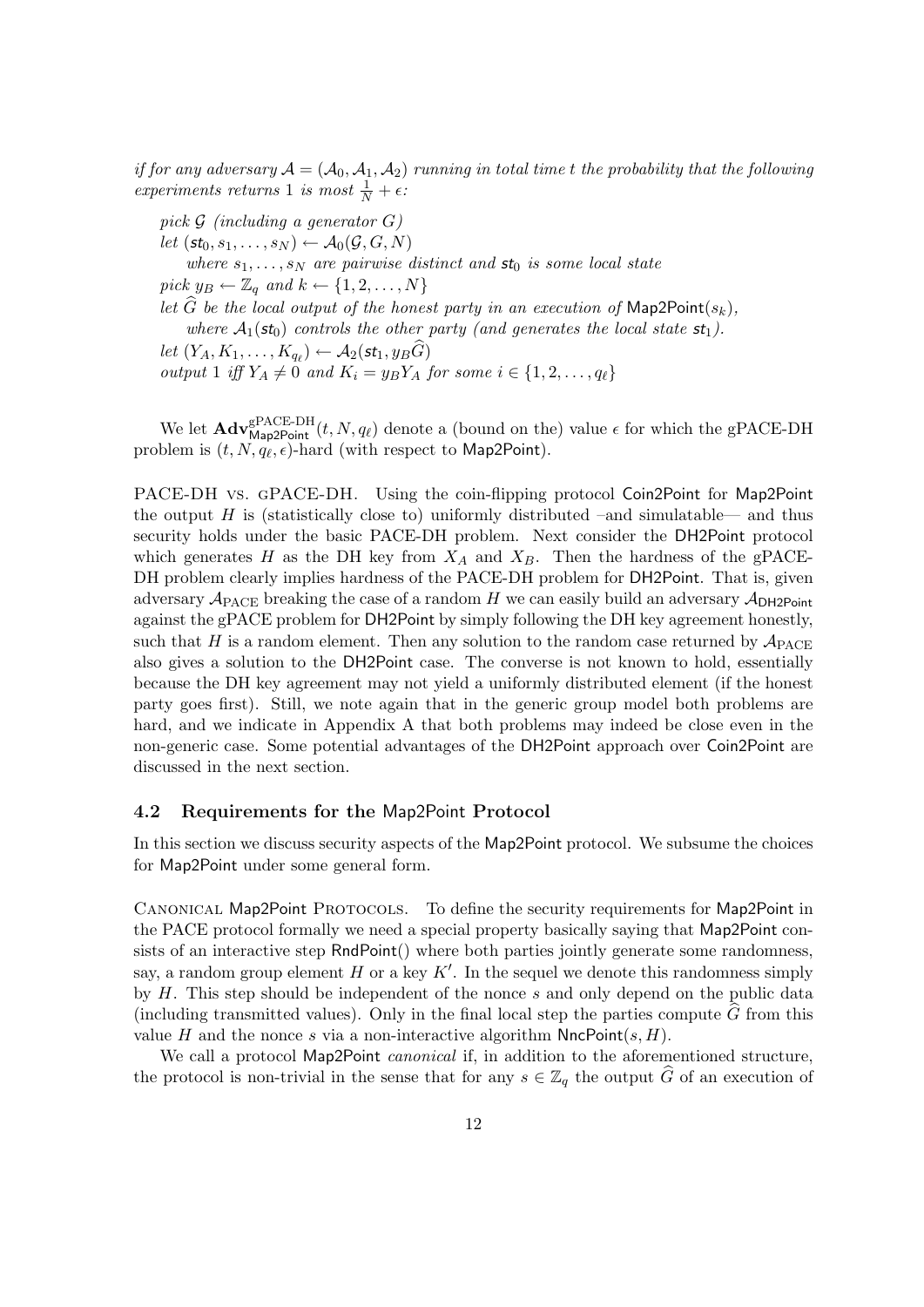*if for any adversary $\mathcal{A} = (\mathcal{A}_0, \mathcal{A}_1, \mathcal{A}_2)$ running in total time $t$ the probability that the following experiments returns 1 is most $\frac{1}{N} + \epsilon$:*

*pick $\mathcal{G}$ (including a generator $G$)*
*let $(\mathsf{st}_0, s_1, \ldots, s_N) \leftarrow \mathcal{A}_0(\mathcal{G}, G, N)$*
*where $s_1, \ldots, s_N$ are pairwise distinct and $\mathsf{st}_0$ is some local state*
*pick $y_B \leftarrow \mathbb{Z}_q$ and $k \leftarrow \{1, 2, \ldots, N\}$*
*let $\widehat{G}$ be the local output of the honest party in an execution of $\mathsf{Map2Point}(s_k)$,*
*where $\mathcal{A}_1(\mathsf{st}_0)$ controls the other party (and generates the local state $\mathsf{st}_1$).*
*let $(Y_A, K_1, \ldots, K_{q_\ell}) \leftarrow \mathcal{A}_2(\mathsf{st}_1, y_B\widehat{G})$*
*output 1 iff $Y_A \neq 0$ and $K_i = y_B Y_A$ for some $i \in \{1, 2, \ldots, q_\ell\}$*

We let $\mathbf{Adv}^{\text{gPACE-DH}}_{\mathsf{Map2Point}}(t, N, q_\ell)$ denote a (bound on the) value $\epsilon$ for which the gPACE-DH problem is $(t, N, q_\ell, \epsilon)$-hard (with respect to Map2Point).

PACE-DH vs. gPACE-DH. Using the coin-flipping protocol Coin2Point for Map2Point the output $H$ is (statistically close to) uniformly distributed –and simulatable— and thus security holds under the basic PACE-DH problem. Next consider the DH2Point protocol which generates $H$ as the DH key from $X_A$ and $X_B$. Then the hardness of the gPACE-DH problem clearly implies hardness of the PACE-DH problem for DH2Point. That is, given adversary $\mathcal{A}_{\text{PACE}}$ breaking the case of a random $H$ we can easily build an adversary $\mathcal{A}_{\mathsf{DH2Point}}$ against the gPACE problem for DH2Point by simply following the DH key agreement honestly, such that $H$ is a random element. Then any solution to the random case returned by $\mathcal{A}_{\text{PACE}}$ also gives a solution to the DH2Point case. The converse is not known to hold, essentially because the DH key agreement may not yield a uniformly distributed element (if the honest party goes first). Still, we note again that in the generic group model both problems are hard, and we indicate in Appendix A that both problems may indeed be close even in the non-generic case. Some potential advantages of the DH2Point approach over Coin2Point are discussed in the next section.

### 4.2 Requirements for the Map2Point Protocol

In this section we discuss security aspects of the Map2Point protocol. We subsume the choices for Map2Point under some general form.

Canonical Map2Point Protocols. To define the security requirements for Map2Point in the PACE protocol formally we need a special property basically saying that Map2Point consists of an interactive step RndPoint() where both parties jointly generate some randomness, say, a random group element $H$ or a key $K'$. In the sequel we denote this randomness simply by $H$. This step should be independent of the nonce $s$ and only depend on the public data (including transmitted values). Only in the final local step the parties compute $\widehat{G}$ from this value $H$ and the nonce $s$ via a non-interactive algorithm $\mathsf{NncPoint}(s, H)$.

We call a protocol Map2Point *canonical* if, in addition to the aforementioned structure, the protocol is non-trivial in the sense that for any $s \in \mathbb{Z}_q$ the output $\widehat{G}$ of an execution of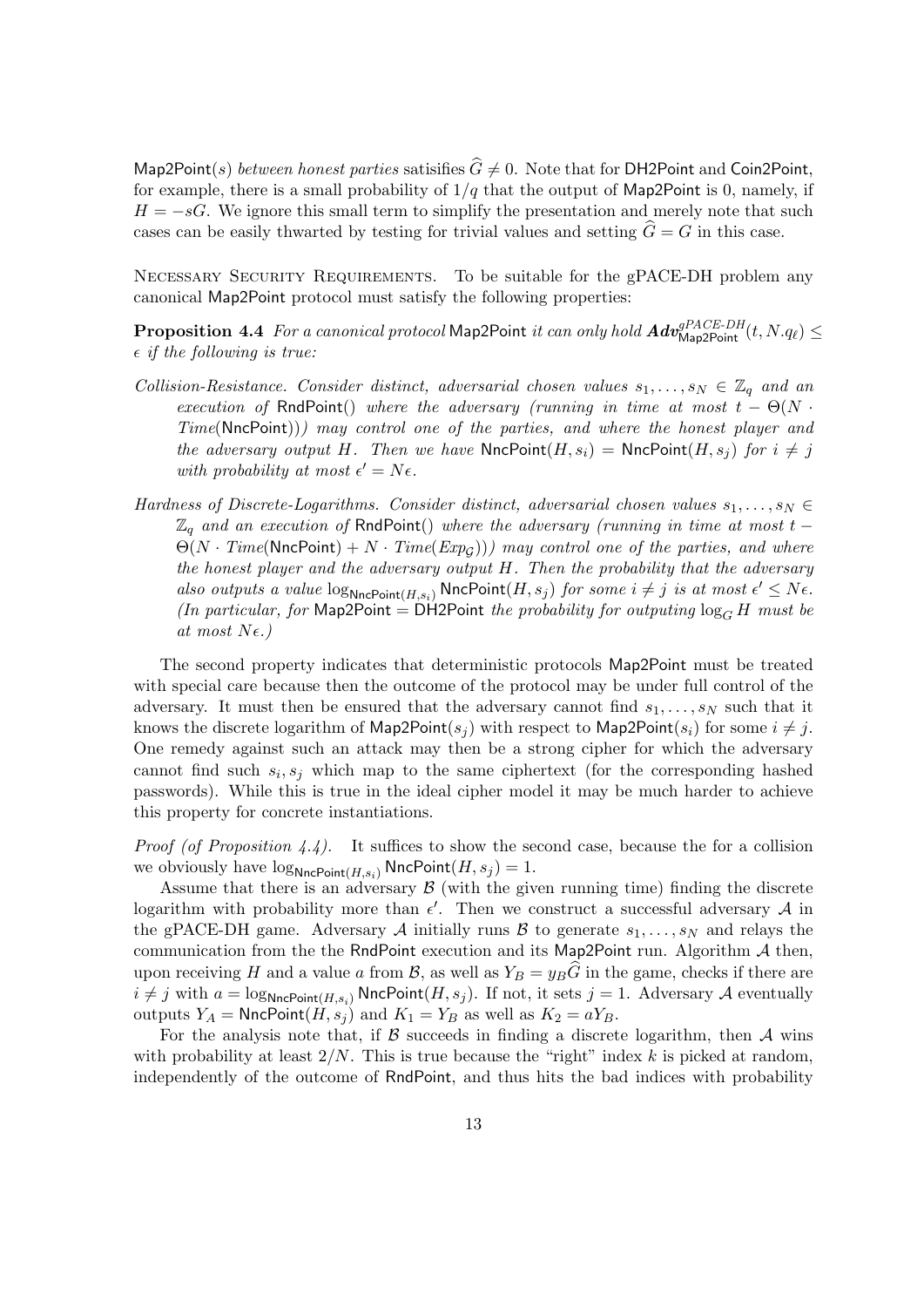Map2Point$(s)$ *between honest parties* satisifies $\widehat{G} \neq 0$. Note that for DH2Point and Coin2Point, for example, there is a small probability of $1/q$ that the output of Map2Point is 0, namely, if $H = -sG$. We ignore this small term to simplify the presentation and merely note that such cases can be easily thwarted by testing for trivial values and setting $\widehat{G} = G$ in this case.

NECESSARY SECURITY REQUIREMENTS. To be suitable for the gPACE-DH problem any canonical Map2Point protocol must satisfy the following properties:

**Proposition 4.4** *For a canonical protocol* Map2Point *it can only hold* $\mathbf{Adv}^{gPACE\text{-}DH}_{\mathsf{Map2Point}}(t, N.q_\ell) \leq \epsilon$ *if the following is true:*

*Collision-Resistance. Consider distinct, adversarial chosen values $s_1, \ldots, s_N \in \mathbb{Z}_q$ and an execution of* RndPoint() *where the adversary (running in time at most $t - \Theta(N \cdot$ Time(NncPoint)$)$) may control one of the parties, and where the honest player and the adversary output $H$. Then we have* $\mathsf{NncPoint}(H, s_i) = \mathsf{NncPoint}(H, s_j)$ *for $i \neq j$ with probability at most $\epsilon' = N\epsilon$.*

*Hardness of Discrete-Logarithms. Consider distinct, adversarial chosen values $s_1, \ldots, s_N \in \mathbb{Z}_q$ and an execution of* RndPoint() *where the adversary (running in time at most $t - \Theta(N \cdot$ Time(NncPoint) $+ N \cdot$ Time$(Exp_{\mathcal{G}})))$ may control one of the parties, and where the honest player and the adversary output $H$. Then the probability that the adversary also outputs a value* $\log_{\mathsf{NncPoint}(H,s_i)} \mathsf{NncPoint}(H, s_j)$ *for some $i \neq j$ is at most $\epsilon' \leq N\epsilon$. (In particular, for* Map2Point = DH2Point *the probability for outputing $\log_G H$ must be at most $N\epsilon$.)*

The second property indicates that deterministic protocols Map2Point must be treated with special care because then the outcome of the protocol may be under full control of the adversary. It must then be ensured that the adversary cannot find $s_1, \ldots, s_N$ such that it knows the discrete logarithm of Map2Point$(s_j)$ with respect to Map2Point$(s_i)$ for some $i \neq j$. One remedy against such an attack may then be a strong cipher for which the adversary cannot find such $s_i, s_j$ which map to the same ciphertext (for the corresponding hashed passwords). While this is true in the ideal cipher model it may be much harder to achieve this property for concrete instantiations.

*Proof (of Proposition 4.4).* It suffices to show the second case, because the for a collision we obviously have $\log_{\mathsf{NncPoint}(H,s_i)} \mathsf{NncPoint}(H, s_j) = 1$.

Assume that there is an adversary $\mathcal{B}$ (with the given running time) finding the discrete logarithm with probability more than $\epsilon'$. Then we construct a successful adversary $\mathcal{A}$ in the gPACE-DH game. Adversary $\mathcal{A}$ initially runs $\mathcal{B}$ to generate $s_1, \ldots, s_N$ and relays the communication from the the RndPoint execution and its Map2Point run. Algorithm $\mathcal{A}$ then, upon receiving $H$ and a value $a$ from $\mathcal{B}$, as well as $Y_B = y_B\widehat{G}$ in the game, checks if there are $i \neq j$ with $a = \log_{\mathsf{NncPoint}(H,s_i)} \mathsf{NncPoint}(H, s_j)$. If not, it sets $j = 1$. Adversary $\mathcal{A}$ eventually outputs $Y_A = \mathsf{NncPoint}(H, s_j)$ and $K_1 = Y_B$ as well as $K_2 = aY_B$.

For the analysis note that, if $\mathcal{B}$ succeeds in finding a discrete logarithm, then $\mathcal{A}$ wins with probability at least $2/N$. This is true because the "right" index $k$ is picked at random, independently of the outcome of RndPoint, and thus hits the bad indices with probability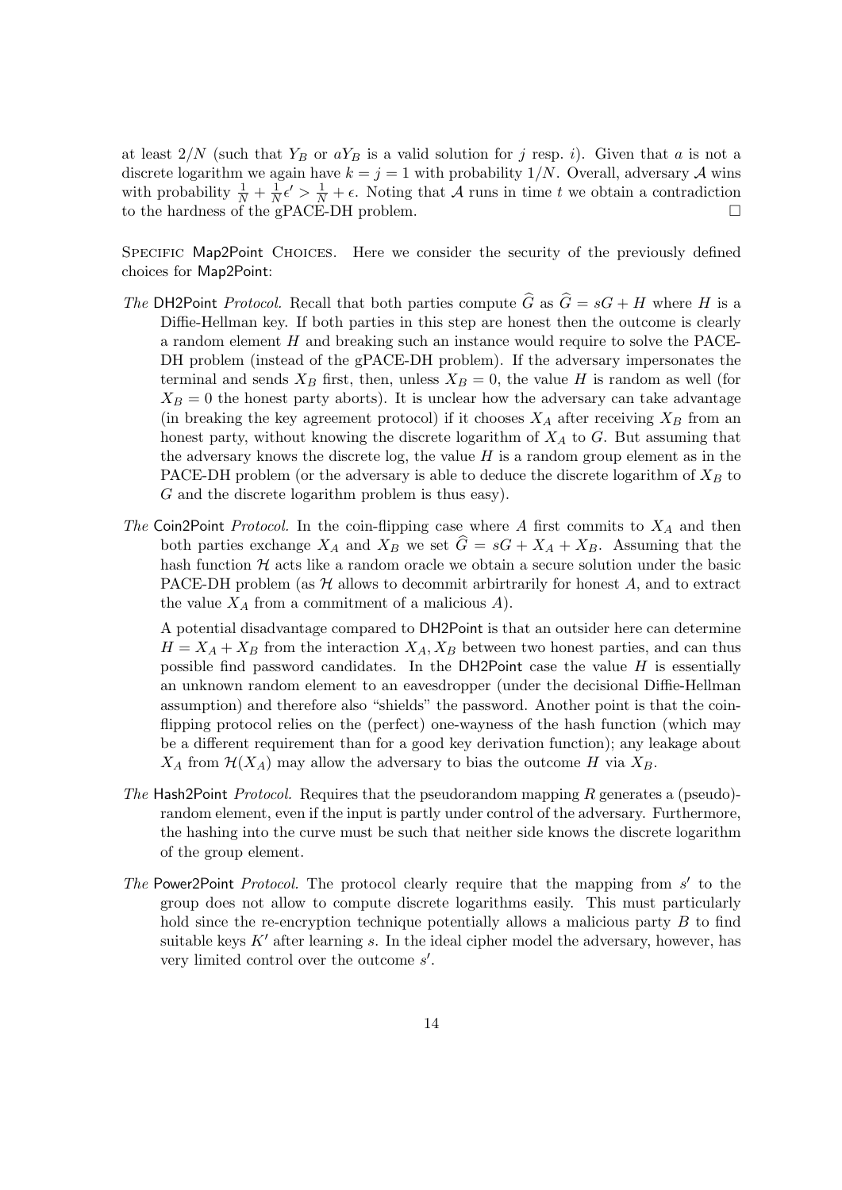at least $2/N$ (such that $Y_B$ or $aY_B$ is a valid solution for $j$ resp. $i$). Given that $a$ is not a discrete logarithm we again have $k = j = 1$ with probability $1/N$. Overall, adversary $\mathcal{A}$ wins with probability $\frac{1}{N} + \frac{1}{N}\epsilon' > \frac{1}{N} + \epsilon$. Noting that $\mathcal{A}$ runs in time $t$ we obtain a contradiction to the hardness of the gPACE-DH problem. □

Specific Map2Point Choices. Here we consider the security of the previously defined choices for Map2Point:

*The* DH2Point *Protocol.* Recall that both parties compute $\widehat{G}$ as $\widehat{G} = sG + H$ where $H$ is a Diffie-Hellman key. If both parties in this step are honest then the outcome is clearly a random element $H$ and breaking such an instance would require to solve the PACE-DH problem (instead of the gPACE-DH problem). If the adversary impersonates the terminal and sends $X_B$ first, then, unless $X_B = 0$, the value $H$ is random as well (for $X_B = 0$ the honest party aborts). It is unclear how the adversary can take advantage (in breaking the key agreement protocol) if it chooses $X_A$ after receiving $X_B$ from an honest party, without knowing the discrete logarithm of $X_A$ to $G$. But assuming that the adversary knows the discrete log, the value $H$ is a random group element as in the PACE-DH problem (or the adversary is able to deduce the discrete logarithm of $X_B$ to $G$ and the discrete logarithm problem is thus easy).

*The* Coin2Point *Protocol.* In the coin-flipping case where $A$ first commits to $X_A$ and then both parties exchange $X_A$ and $X_B$ we set $\widehat{G} = sG + X_A + X_B$. Assuming that the hash function $\mathcal{H}$ acts like a random oracle we obtain a secure solution under the basic PACE-DH problem (as $\mathcal{H}$ allows to decommit arbirtrarily for honest $A$, and to extract the value $X_A$ from a commitment of a malicious $A$).

A potential disadvantage compared to DH2Point is that an outsider here can determine $H = X_A + X_B$ from the interaction $X_A, X_B$ between two honest parties, and can thus possible find password candidates. In the DH2Point case the value $H$ is essentially an unknown random element to an eavesdropper (under the decisional Diffie-Hellman assumption) and therefore also "shields" the password. Another point is that the coin-flipping protocol relies on the (perfect) one-wayness of the hash function (which may be a different requirement than for a good key derivation function); any leakage about $X_A$ from $\mathcal{H}(X_A)$ may allow the adversary to bias the outcome $H$ via $X_B$.

*The* Hash2Point *Protocol.* Requires that the pseudorandom mapping $R$ generates a (pseudo)-random element, even if the input is partly under control of the adversary. Furthermore, the hashing into the curve must be such that neither side knows the discrete logarithm of the group element.

*The* Power2Point *Protocol.* The protocol clearly require that the mapping from $s'$ to the group does not allow to compute discrete logarithms easily. This must particularly hold since the re-encryption technique potentially allows a malicious party $B$ to find suitable keys $K'$ after learning $s$. In the ideal cipher model the adversary, however, has very limited control over the outcome $s'$.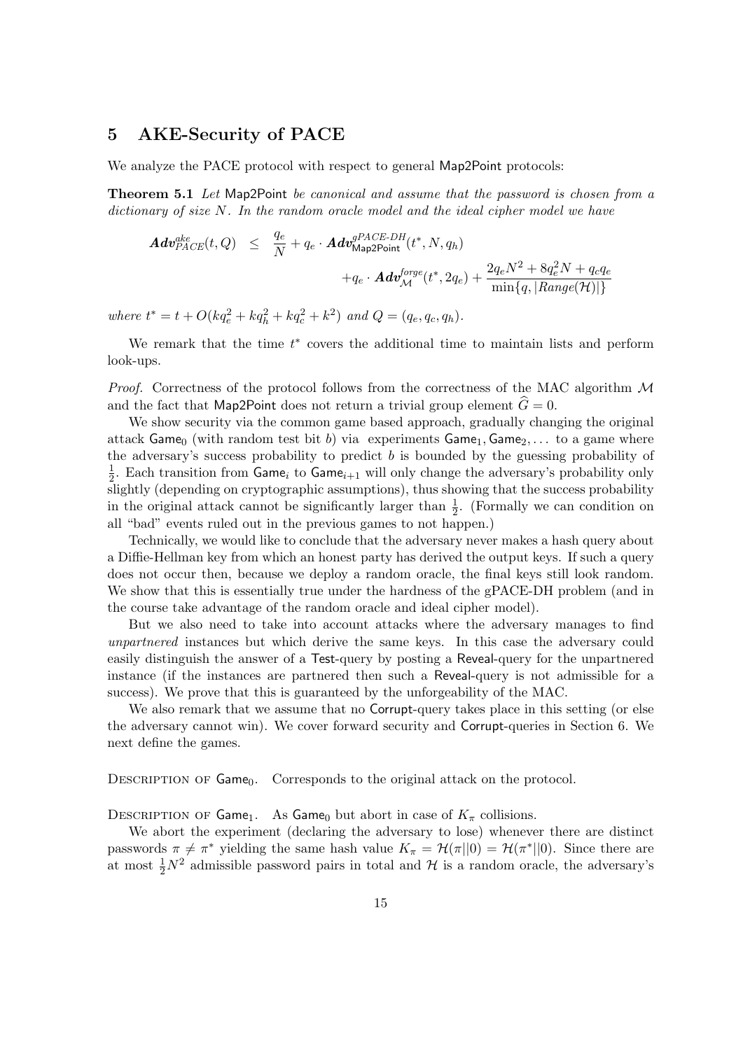## 5 AKE-Security of PACE

We analyze the PACE protocol with respect to general Map2Point protocols:

**Theorem 5.1** *Let* Map2Point *be canonical and assume that the password is chosen from a dictionary of size $N$. In the random oracle model and the ideal cipher model we have*

$$\boldsymbol{Adv}^{ake}_{PACE}(t,Q) \leq \frac{q_e}{N} + q_e \cdot \boldsymbol{Adv}^{gPACE\text{-}DH}_{\mathsf{Map2Point}}(t^*, N, q_h) + q_e \cdot \boldsymbol{Adv}^{forge}_{\mathcal{M}}(t^*, 2q_e) + \frac{2q_eN^2 + 8q_e^2N + q_cq_e}{\min\{q, |Range(\mathcal{H})|\}}$$

*where* $t^* = t + O(kq_e^2 + kq_h^2 + kq_c^2 + k^2)$ *and* $Q = (q_e, q_c, q_h)$.

We remark that the time $t^*$ covers the additional time to maintain lists and perform look-ups.

*Proof.* Correctness of the protocol follows from the correctness of the MAC algorithm $\mathcal{M}$ and the fact that Map2Point does not return a trivial group element $\widehat{G} = 0$.

We show security via the common game based approach, gradually changing the original attack $\mathsf{Game}_0$ (with random test bit $b$) via experiments $\mathsf{Game}_1, \mathsf{Game}_2, \ldots$ to a game where the adversary's success probability to predict $b$ is bounded by the guessing probability of $\frac{1}{2}$. Each transition from $\mathsf{Game}_i$ to $\mathsf{Game}_{i+1}$ will only change the adversary's probability only slightly (depending on cryptographic assumptions), thus showing that the success probability in the original attack cannot be significantly larger than $\frac{1}{2}$. (Formally we can condition on all "bad" events ruled out in the previous games to not happen.)

Technically, we would like to conclude that the adversary never makes a hash query about a Diffie-Hellman key from which an honest party has derived the output keys. If such a query does not occur then, because we deploy a random oracle, the final keys still look random. We show that this is essentially true under the hardness of the gPACE-DH problem (and in the course take advantage of the random oracle and ideal cipher model).

But we also need to take into account attacks where the adversary manages to find *unpartnered* instances but which derive the same keys. In this case the adversary could easily distinguish the answer of a Test-query by posting a Reveal-query for the unpartnered instance (if the instances are partnered then such a Reveal-query is not admissible for a success). We prove that this is guaranteed by the unforgeability of the MAC.

We also remark that we assume that no Corrupt-query takes place in this setting (or else the adversary cannot win). We cover forward security and Corrupt-queries in Section 6. We next define the games.

Description of $\mathsf{Game}_0$. Corresponds to the original attack on the protocol.

Description of $\mathsf{Game}_1$. As $\mathsf{Game}_0$ but abort in case of $K_\pi$ collisions.

We abort the experiment (declaring the adversary to lose) whenever there are distinct passwords $\pi \neq \pi^*$ yielding the same hash value $K_\pi = \mathcal{H}(\pi||0) = \mathcal{H}(\pi^*||0)$. Since there are at most $\frac{1}{2}N^2$ admissible password pairs in total and $\mathcal{H}$ is a random oracle, the adversary's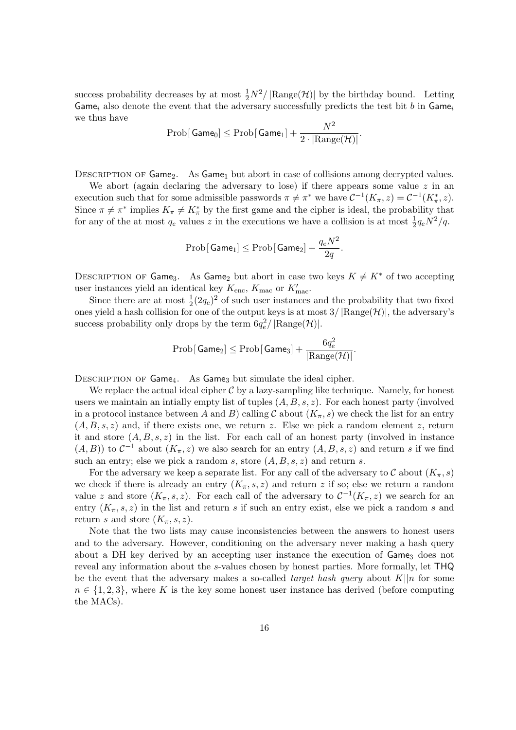success probability decreases by at most $\frac{1}{2}N^2/|\text{Range}(\mathcal{H})|$ by the birthday bound. Letting $\mathsf{Game}_i$ also denote the event that the adversary successfully predicts the test bit $b$ in $\mathsf{Game}_i$ we thus have

$$\text{Prob}[\,\mathsf{Game}_0] \leq \text{Prob}[\,\mathsf{Game}_1] + \frac{N^2}{2 \cdot |\text{Range}(\mathcal{H})|}.$$

Description of $\mathsf{Game}_2$. As $\mathsf{Game}_1$ but abort in case of collisions among decrypted values.

We abort (again declaring the adversary to lose) if there appears some value $z$ in an execution such that for some admissible passwords $\pi \neq \pi^*$ we have $\mathcal{C}^{-1}(K_\pi, z) = \mathcal{C}^{-1}(K^*_\pi, z)$. Since $\pi \neq \pi^*$ implies $K_\pi \neq K^*_\pi$ by the first game and the cipher is ideal, the probability that for any of the at most $q_e$ values $z$ in the executions we have a collision is at most $\frac{1}{2}q_e N^2/q$.

$$\text{Prob}[\,\mathsf{Game}_1] \leq \text{Prob}[\,\mathsf{Game}_2] + \frac{q_e N^2}{2q}.$$

Description of $\mathsf{Game}_3$. As $\mathsf{Game}_2$ but abort in case two keys $K \neq K^*$ of two accepting user instances yield an identical key $K_{\text{enc}}$, $K_{\text{mac}}$ or $K'_{\text{mac}}$.

Since there are at most $\frac{1}{2}(2q_e)^2$ of such user instances and the probability that two fixed ones yield a hash collision for one of the output keys is at most $3/|\text{Range}(\mathcal{H})|$, the adversary's success probability only drops by the term $6q_e^2/|\text{Range}(\mathcal{H})|$.

$$\text{Prob}[\,\mathsf{Game}_2] \leq \text{Prob}[\,\mathsf{Game}_3] + \frac{6q_e^2}{|\text{Range}(\mathcal{H})|}.$$

Description of $\mathsf{Game}_4$. As $\mathsf{Game}_3$ but simulate the ideal cipher.

We replace the actual ideal cipher $\mathcal{C}$ by a lazy-sampling like technique. Namely, for honest users we maintain an intially empty list of tuples $(A, B, s, z)$. For each honest party (involved in a protocol instance between $A$ and $B$) calling $\mathcal{C}$ about $(K_\pi, s)$ we check the list for an entry $(A, B, s, z)$ and, if there exists one, we return $z$. Else we pick a random element $z$, return it and store $(A, B, s, z)$ in the list. For each call of an honest party (involved in instance $(A, B)$) to $\mathcal{C}^{-1}$ about $(K_\pi, z)$ we also search for an entry $(A, B, s, z)$ and return $s$ if we find such an entry; else we pick a random $s$, store $(A, B, s, z)$ and return $s$.

For the adversary we keep a separate list. For any call of the adversary to $\mathcal{C}$ about $(K_\pi, s)$ we check if there is already an entry $(K_\pi, s, z)$ and return $z$ if so; else we return a random value $z$ and store $(K_\pi, s, z)$. For each call of the adversary to $\mathcal{C}^{-1}(K_\pi, z)$ we search for an entry $(K_\pi, s, z)$ in the list and return $s$ if such an entry exist, else we pick a random $s$ and return $s$ and store $(K_\pi, s, z)$.

Note that the two lists may cause inconsistencies between the answers to honest users and to the adversary. However, conditioning on the adversary never making a hash query about a DH key derived by an accepting user instance the execution of $\mathsf{Game}_3$ does not reveal any information about the $s$-values chosen by honest parties. More formally, let $\mathsf{THQ}$ be the event that the adversary makes a so-called *target hash query* about $K||n$ for some $n \in \{1, 2, 3\}$, where $K$ is the key some honest user instance has derived (before computing the MACs).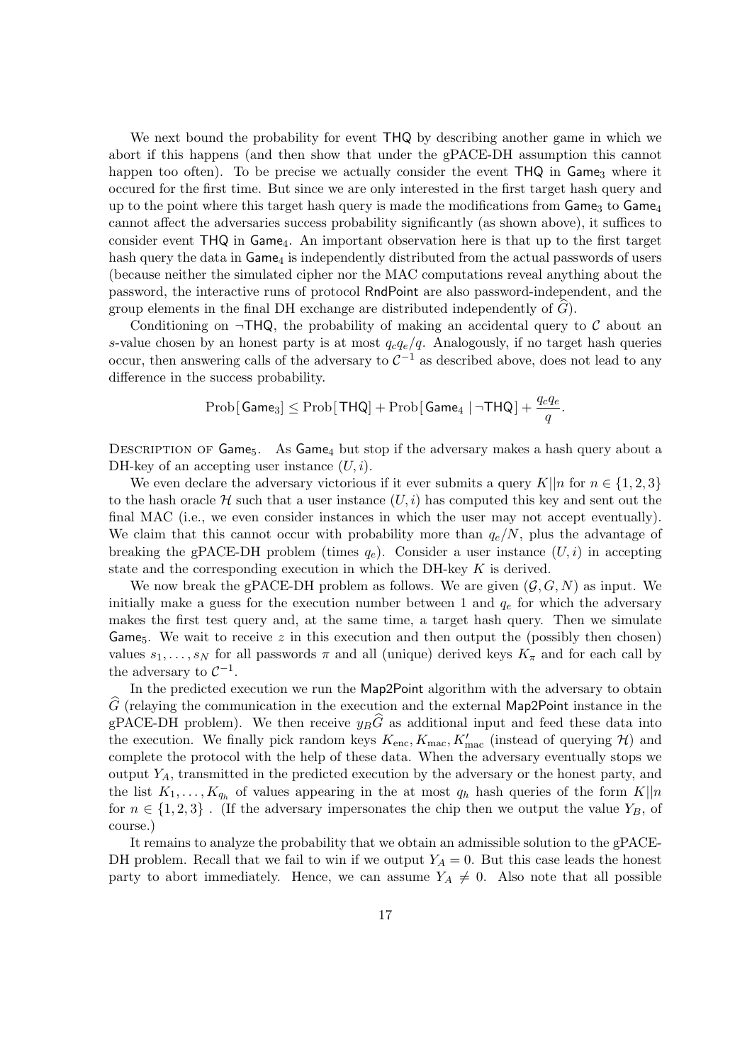We next bound the probability for event $\mathsf{THQ}$ by describing another game in which we abort if this happens (and then show that under the gPACE-DH assumption this cannot happen too often). To be precise we actually consider the event $\mathsf{THQ}$ in $\mathsf{Game}_3$ where it occured for the first time. But since we are only interested in the first target hash query and up to the point where this target hash query is made the modifications from $\mathsf{Game}_3$ to $\mathsf{Game}_4$ cannot affect the adversaries success probability significantly (as shown above), it suffices to consider event $\mathsf{THQ}$ in $\mathsf{Game}_4$. An important observation here is that up to the first target hash query the data in $\mathsf{Game}_4$ is independently distributed from the actual passwords of users (because neither the simulated cipher nor the MAC computations reveal anything about the password, the interactive runs of protocol $\mathsf{RndPoint}$ are also password-independent, and the group elements in the final DH exchange are distributed independently of $\widehat{G}$).

Conditioning on $\neg\mathsf{THQ}$, the probability of making an accidental query to $\mathcal{C}$ about an $s$-value chosen by an honest party is at most $q_c q_e/q$. Analogously, if no target hash queries occur, then answering calls of the adversary to $\mathcal{C}^{-1}$ as described above, does not lead to any difference in the success probability.

$$\mathrm{Prob}[\mathsf{Game}_3] \leq \mathrm{Prob}[\mathsf{THQ}] + \mathrm{Prob}[\mathsf{Game}_4 \mid \neg\mathsf{THQ}] + \frac{q_c q_e}{q}.$$

Description of $\mathsf{Game}_5$. As $\mathsf{Game}_4$ but stop if the adversary makes a hash query about a DH-key of an accepting user instance $(U, i)$.

We even declare the adversary victorious if it ever submits a query $K||n$ for $n \in \{1, 2, 3\}$ to the hash oracle $\mathcal{H}$ such that a user instance $(U, i)$ has computed this key and sent out the final MAC (i.e., we even consider instances in which the user may not accept eventually). We claim that this cannot occur with probability more than $q_e/N$, plus the advantage of breaking the gPACE-DH problem (times $q_e$). Consider a user instance $(U, i)$ in accepting state and the corresponding execution in which the DH-key $K$ is derived.

We now break the gPACE-DH problem as follows. We are given $(\mathcal{G}, G, N)$ as input. We initially make a guess for the execution number between 1 and $q_e$ for which the adversary makes the first test query and, at the same time, a target hash query. Then we simulate $\mathsf{Game}_5$. We wait to receive $z$ in this execution and then output the (possibly then chosen) values $s_1, \ldots, s_N$ for all passwords $\pi$ and all (unique) derived keys $K_\pi$ and for each call by the adversary to $\mathcal{C}^{-1}$.

In the predicted execution we run the $\mathsf{Map2Point}$ algorithm with the adversary to obtain $\widehat{G}$ (relaying the communication in the execution and the external $\mathsf{Map2Point}$ instance in the gPACE-DH problem). We then receive $y_B\widehat{G}$ as additional input and feed these data into the execution. We finally pick random keys $K_{\text{enc}}, K_{\text{mac}}, K'_{\text{mac}}$ (instead of querying $\mathcal{H}$) and complete the protocol with the help of these data. When the adversary eventually stops we output $Y_A$, transmitted in the predicted execution by the adversary or the honest party, and the list $K_1, \ldots, K_{q_h}$ of values appearing in the at most $q_h$ hash queries of the form $K||n$ for $n \in \{1, 2, 3\}$ . (If the adversary impersonates the chip then we output the value $Y_B$, of course.)

It remains to analyze the probability that we obtain an admissible solution to the gPACE-DH problem. Recall that we fail to win if we output $Y_A = 0$. But this case leads the honest party to abort immediately. Hence, we can assume $Y_A \neq 0$. Also note that all possible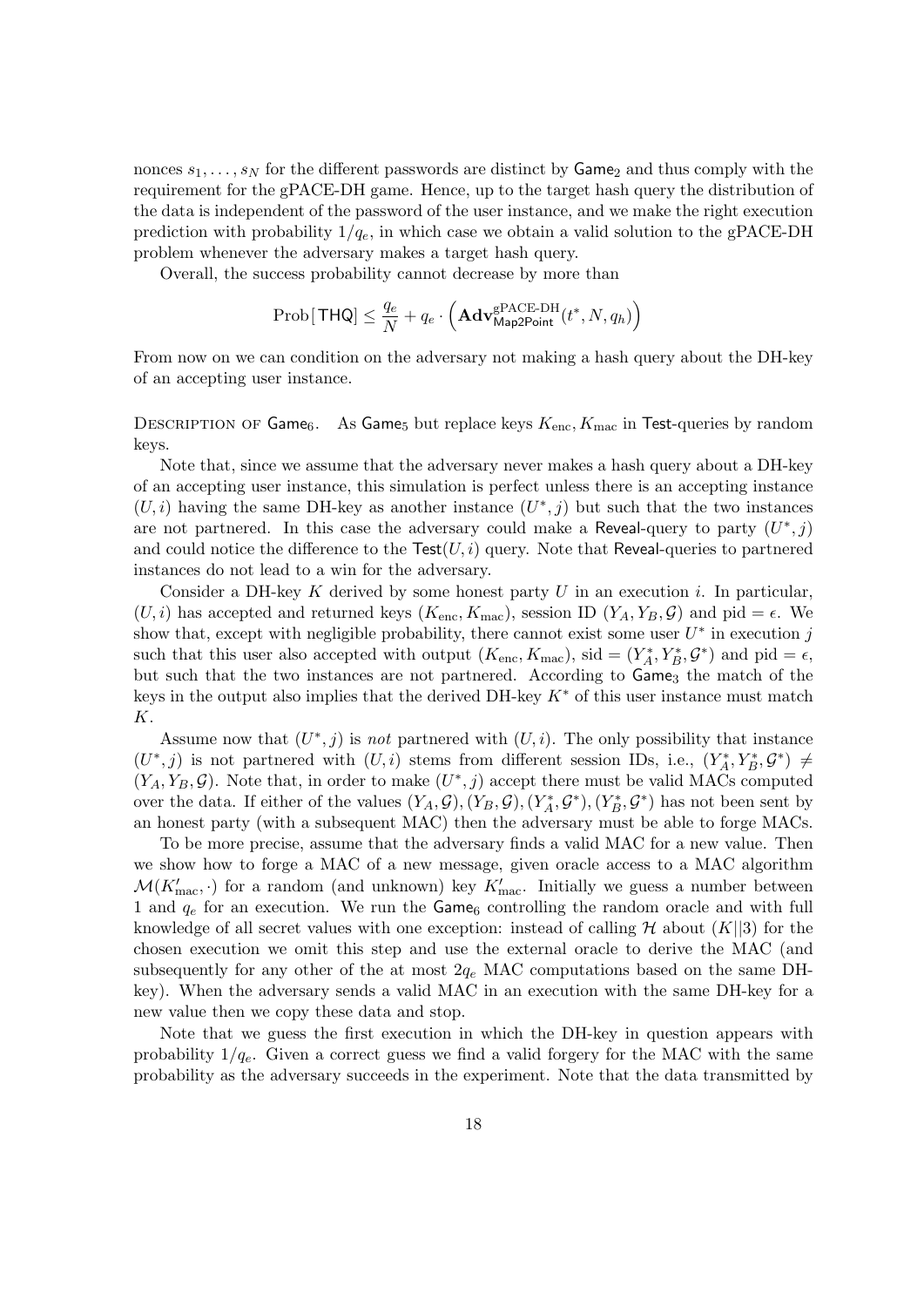nonces $s_1, \ldots, s_N$ for the different passwords are distinct by $\mathsf{Game}_2$ and thus comply with the requirement for the gPACE-DH game. Hence, up to the target hash query the distribution of the data is independent of the password of the user instance, and we make the right execution prediction with probability $1/q_e$, in which case we obtain a valid solution to the gPACE-DH problem whenever the adversary makes a target hash query.

Overall, the success probability cannot decrease by more than

$$\text{Prob}[\,\mathsf{THQ}] \leq \frac{q_e}{N} + q_e \cdot \left(\mathbf{Adv}^{\text{gPACE-DH}}_{\mathsf{Map2Point}}(t^*, N, q_h)\right)$$

From now on we can condition on the adversary not making a hash query about the DH-key of an accepting user instance.

Description of $\mathsf{Game}_6$. As $\mathsf{Game}_5$ but replace keys $K_{\text{enc}}, K_{\text{mac}}$ in $\mathsf{Test}$-queries by random keys.

Note that, since we assume that the adversary never makes a hash query about a DH-key of an accepting user instance, this simulation is perfect unless there is an accepting instance $(U, i)$ having the same DH-key as another instance $(U^*, j)$ but such that the two instances are not partnered. In this case the adversary could make a $\mathsf{Reveal}$-query to party $(U^*, j)$ and could notice the difference to the $\mathsf{Test}(U, i)$ query. Note that $\mathsf{Reveal}$-queries to partnered instances do not lead to a win for the adversary.

Consider a DH-key $K$ derived by some honest party $U$ in an execution $i$. In particular, $(U, i)$ has accepted and returned keys $(K_{\text{enc}}, K_{\text{mac}})$, session ID $(Y_A, Y_B, \mathcal{G})$ and pid $= \epsilon$. We show that, except with negligible probability, there cannot exist some user $U^*$ in execution $j$ such that this user also accepted with output $(K_{\text{enc}}, K_{\text{mac}})$, sid $= (Y_A^*, Y_B^*, \mathcal{G}^*)$ and pid $= \epsilon$, but such that the two instances are not partnered. According to $\mathsf{Game}_3$ the match of the keys in the output also implies that the derived DH-key $K^*$ of this user instance must match $K$.

Assume now that $(U^*, j)$ is *not* partnered with $(U, i)$. The only possibility that instance $(U^*, j)$ is not partnered with $(U, i)$ stems from different session IDs, i.e., $(Y_A^*, Y_B^*, \mathcal{G}^*) \neq (Y_A, Y_B, \mathcal{G})$. Note that, in order to make $(U^*, j)$ accept there must be valid MACs computed over the data. If either of the values $(Y_A, \mathcal{G}), (Y_B, \mathcal{G}), (Y_A^*, \mathcal{G}^*), (Y_B^*, \mathcal{G}^*)$ has not been sent by an honest party (with a subsequent MAC) then the adversary must be able to forge MACs.

To be more precise, assume that the adversary finds a valid MAC for a new value. Then we show how to forge a MAC of a new message, given oracle access to a MAC algorithm $\mathcal{M}(K'_{\text{mac}}, \cdot)$ for a random (and unknown) key $K'_{\text{mac}}$. Initially we guess a number between 1 and $q_e$ for an execution. We run the $\mathsf{Game}_6$ controlling the random oracle and with full knowledge of all secret values with one exception: instead of calling $\mathcal{H}$ about $(K||3)$ for the chosen execution we omit this step and use the external oracle to derive the MAC (and subsequently for any other of the at most $2q_e$ MAC computations based on the same DH-key). When the adversary sends a valid MAC in an execution with the same DH-key for a new value then we copy these data and stop.

Note that we guess the first execution in which the DH-key in question appears with probability $1/q_e$. Given a correct guess we find a valid forgery for the MAC with the same probability as the adversary succeeds in the experiment. Note that the data transmitted by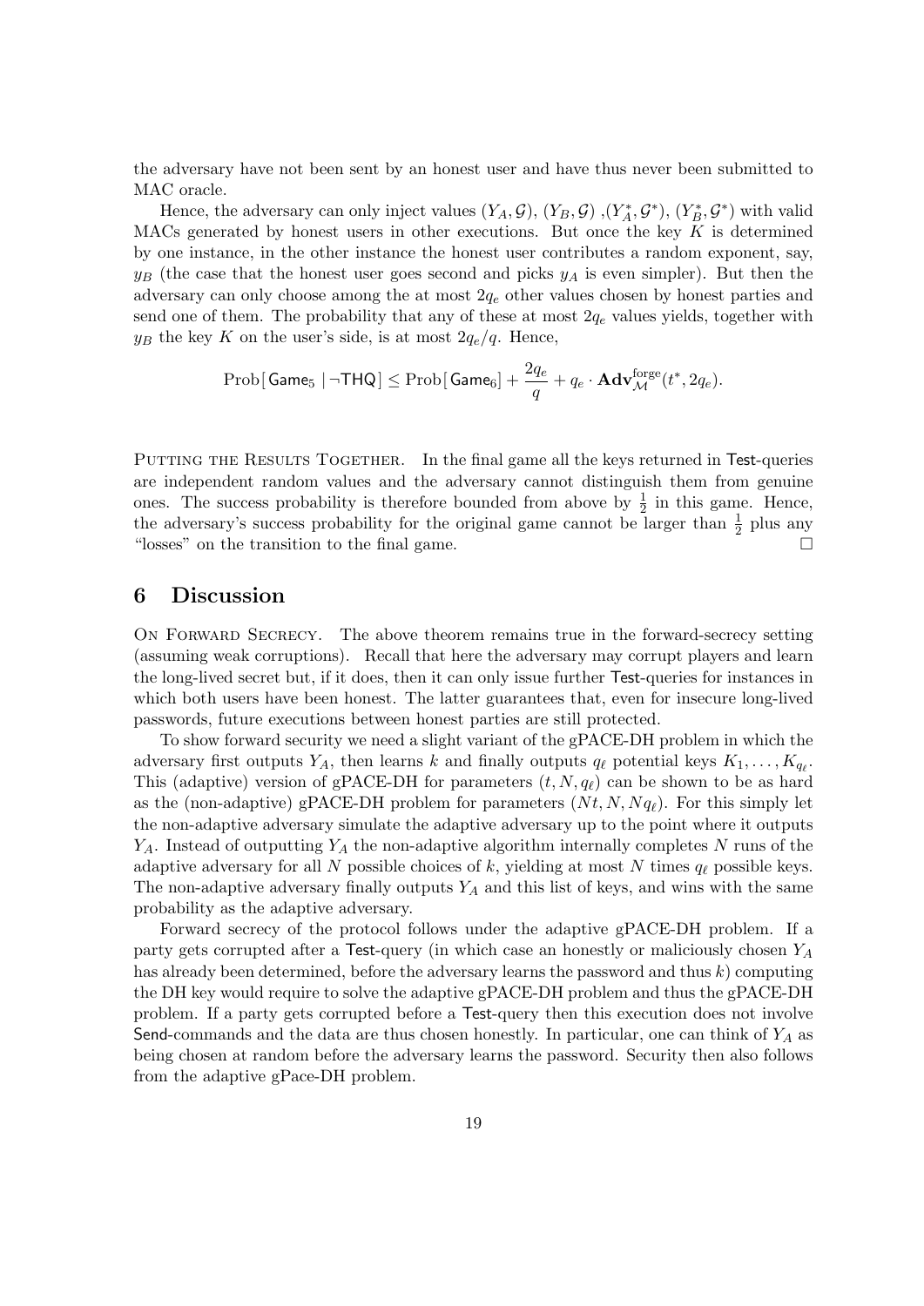the adversary have not been sent by an honest user and have thus never been submitted to MAC oracle.

Hence, the adversary can only inject values $(Y_A, \mathcal{G})$, $(Y_B, \mathcal{G})$ ,$(Y_A^*, \mathcal{G}^*)$, $(Y_B^*, \mathcal{G}^*)$ with valid MACs generated by honest users in other executions. But once the key $K$ is determined by one instance, in the other instance the honest user contributes a random exponent, say, $y_B$ (the case that the honest user goes second and picks $y_A$ is even simpler). But then the adversary can only choose among the at most $2q_e$ other values chosen by honest parties and send one of them. The probability that any of these at most $2q_e$ values yields, together with $y_B$ the key $K$ on the user's side, is at most $2q_e/q$. Hence,

$$\mathrm{Prob}[\,\mathsf{Game}_5 \mid \neg\mathsf{THQ}\,] \leq \mathrm{Prob}[\,\mathsf{Game}_6\,] + \frac{2q_e}{q} + q_e \cdot \mathbf{Adv}^{\mathrm{forge}}_{\mathcal{M}}(t^*, 2q_e).$$

**Putting the Results Together.** In the final game all the keys returned in Test-queries are independent random values and the adversary cannot distinguish them from genuine ones. The success probability is therefore bounded from above by $\frac{1}{2}$ in this game. Hence, the adversary's success probability for the original game cannot be larger than $\frac{1}{2}$ plus any "losses" on the transition to the final game. □

# 6 Discussion

**On Forward Secrecy.** The above theorem remains true in the forward-secrecy setting (assuming weak corruptions). Recall that here the adversary may corrupt players and learn the long-lived secret but, if it does, then it can only issue further Test-queries for instances in which both users have been honest. The latter guarantees that, even for insecure long-lived passwords, future executions between honest parties are still protected.

To show forward security we need a slight variant of the gPACE-DH problem in which the adversary first outputs $Y_A$, then learns $k$ and finally outputs $q_\ell$ potential keys $K_1, \ldots, K_{q_\ell}$. This (adaptive) version of gPACE-DH for parameters $(t, N, q_\ell)$ can be shown to be as hard as the (non-adaptive) gPACE-DH problem for parameters $(Nt, N, Nq_\ell)$. For this simply let the non-adaptive adversary simulate the adaptive adversary up to the point where it outputs $Y_A$. Instead of outputting $Y_A$ the non-adaptive algorithm internally completes $N$ runs of the adaptive adversary for all $N$ possible choices of $k$, yielding at most $N$ times $q_\ell$ possible keys. The non-adaptive adversary finally outputs $Y_A$ and this list of keys, and wins with the same probability as the adaptive adversary.

Forward secrecy of the protocol follows under the adaptive gPACE-DH problem. If a party gets corrupted after a Test-query (in which case an honestly or maliciously chosen $Y_A$ has already been determined, before the adversary learns the password and thus $k$) computing the DH key would require to solve the adaptive gPACE-DH problem and thus the gPACE-DH problem. If a party gets corrupted before a Test-query then this execution does not involve Send-commands and the data are thus chosen honestly. In particular, one can think of $Y_A$ as being chosen at random before the adversary learns the password. Security then also follows from the adaptive gPace-DH problem.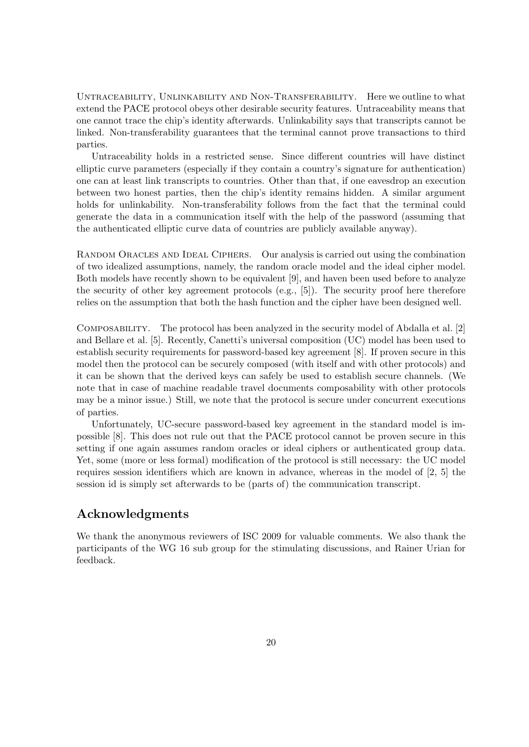**Untraceability, Unlinkability and Non-Transferability.** Here we outline to what extend the PACE protocol obeys other desirable security features. Untraceability means that one cannot trace the chip's identity afterwards. Unlinkability says that transcripts cannot be linked. Non-transferability guarantees that the terminal cannot prove transactions to third parties.

Untraceability holds in a restricted sense. Since different countries will have distinct elliptic curve parameters (especially if they contain a country's signature for authentication) one can at least link transcripts to countries. Other than that, if one eavesdrop an execution between two honest parties, then the chip's identity remains hidden. A similar argument holds for unlinkability. Non-transferability follows from the fact that the terminal could generate the data in a communication itself with the help of the password (assuming that the authenticated elliptic curve data of countries are publicly available anyway).

**Random Oracles and Ideal Ciphers.** Our analysis is carried out using the combination of two idealized assumptions, namely, the random oracle model and the ideal cipher model. Both models have recently shown to be equivalent [9], and haven been used before to analyze the security of other key agreement protocols (e.g., [5]). The security proof here therefore relies on the assumption that both the hash function and the cipher have been designed well.

**Composability.** The protocol has been analyzed in the security model of Abdalla et al. [2] and Bellare et al. [5]. Recently, Canetti's universal composition (UC) model has been used to establish security requirements for password-based key agreement [8]. If proven secure in this model then the protocol can be securely composed (with itself and with other protocols) and it can be shown that the derived keys can safely be used to establish secure channels. (We note that in case of machine readable travel documents composability with other protocols may be a minor issue.) Still, we note that the protocol is secure under concurrent executions of parties.

Unfortunately, UC-secure password-based key agreement in the standard model is impossible [8]. This does not rule out that the PACE protocol cannot be proven secure in this setting if one again assumes random oracles or ideal ciphers or authenticated group data. Yet, some (more or less formal) modification of the protocol is still necessary: the UC model requires session identifiers which are known in advance, whereas in the model of [2, 5] the session id is simply set afterwards to be (parts of) the communication transcript.

## Acknowledgments

We thank the anonymous reviewers of ISC 2009 for valuable comments. We also thank the participants of the WG 16 sub group for the stimulating discussions, and Rainer Urian for feedback.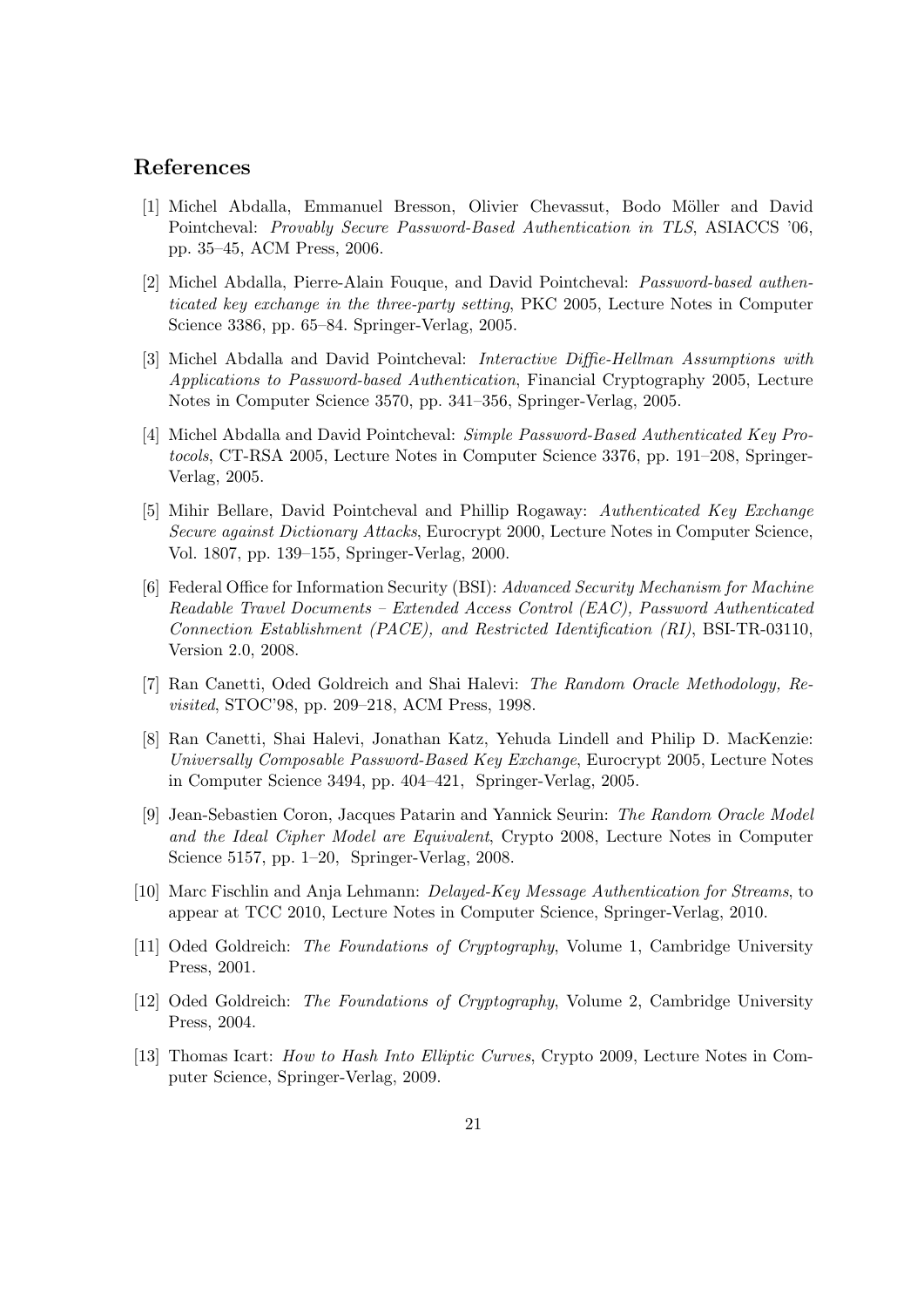## References

[1] Michel Abdalla, Emmanuel Bresson, Olivier Chevassut, Bodo Möller and David Pointcheval: *Provably Secure Password-Based Authentication in TLS*, ASIACCS '06, pp. 35–45, ACM Press, 2006.

[2] Michel Abdalla, Pierre-Alain Fouque, and David Pointcheval: *Password-based authenticated key exchange in the three-party setting*, PKC 2005, Lecture Notes in Computer Science 3386, pp. 65–84. Springer-Verlag, 2005.

[3] Michel Abdalla and David Pointcheval: *Interactive Diffie-Hellman Assumptions with Applications to Password-based Authentication*, Financial Cryptography 2005, Lecture Notes in Computer Science 3570, pp. 341–356, Springer-Verlag, 2005.

[4] Michel Abdalla and David Pointcheval: *Simple Password-Based Authenticated Key Protocols*, CT-RSA 2005, Lecture Notes in Computer Science 3376, pp. 191–208, Springer-Verlag, 2005.

[5] Mihir Bellare, David Pointcheval and Phillip Rogaway: *Authenticated Key Exchange Secure against Dictionary Attacks*, Eurocrypt 2000, Lecture Notes in Computer Science, Vol. 1807, pp. 139–155, Springer-Verlag, 2000.

[6] Federal Office for Information Security (BSI): *Advanced Security Mechanism for Machine Readable Travel Documents – Extended Access Control (EAC), Password Authenticated Connection Establishment (PACE), and Restricted Identification (RI)*, BSI-TR-03110, Version 2.0, 2008.

[7] Ran Canetti, Oded Goldreich and Shai Halevi: *The Random Oracle Methodology, Revisited*, STOC'98, pp. 209–218, ACM Press, 1998.

[8] Ran Canetti, Shai Halevi, Jonathan Katz, Yehuda Lindell and Philip D. MacKenzie: *Universally Composable Password-Based Key Exchange*, Eurocrypt 2005, Lecture Notes in Computer Science 3494, pp. 404–421, Springer-Verlag, 2005.

[9] Jean-Sebastien Coron, Jacques Patarin and Yannick Seurin: *The Random Oracle Model and the Ideal Cipher Model are Equivalent*, Crypto 2008, Lecture Notes in Computer Science 5157, pp. 1–20, Springer-Verlag, 2008.

[10] Marc Fischlin and Anja Lehmann: *Delayed-Key Message Authentication for Streams*, to appear at TCC 2010, Lecture Notes in Computer Science, Springer-Verlag, 2010.

[11] Oded Goldreich: *The Foundations of Cryptography*, Volume 1, Cambridge University Press, 2001.

[12] Oded Goldreich: *The Foundations of Cryptography*, Volume 2, Cambridge University Press, 2004.

[13] Thomas Icart: *How to Hash Into Elliptic Curves*, Crypto 2009, Lecture Notes in Computer Science, Springer-Verlag, 2009.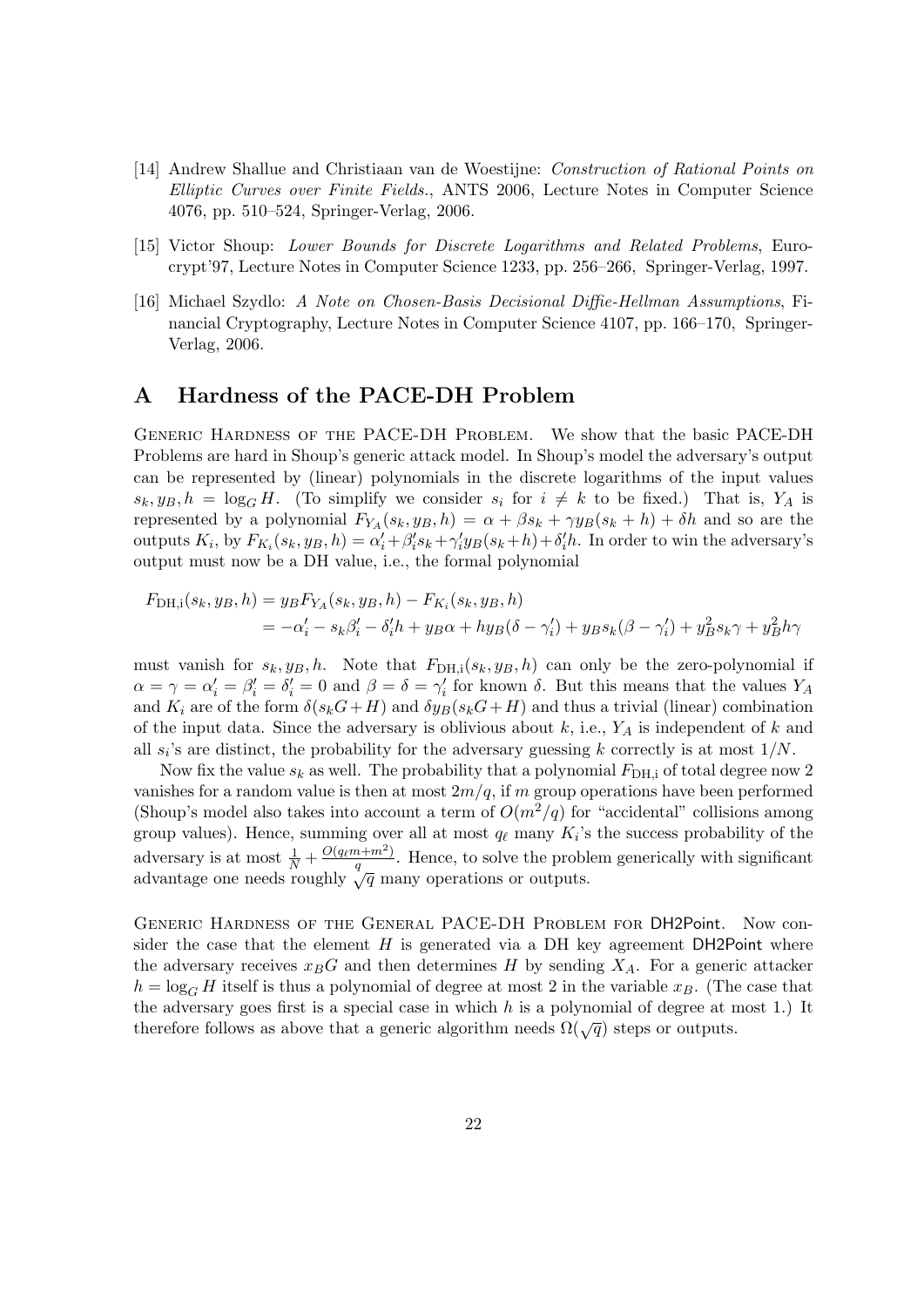[14] Andrew Shallue and Christiaan van de Woestijne: *Construction of Rational Points on Elliptic Curves over Finite Fields.*, ANTS 2006, Lecture Notes in Computer Science 4076, pp. 510–524, Springer-Verlag, 2006.

[15] Victor Shoup: *Lower Bounds for Discrete Logarithms and Related Problems*, Eurocrypt'97, Lecture Notes in Computer Science 1233, pp. 256–266, Springer-Verlag, 1997.

[16] Michael Szydlo: *A Note on Chosen-Basis Decisional Diffie-Hellman Assumptions*, Financial Cryptography, Lecture Notes in Computer Science 4107, pp. 166–170, Springer-Verlag, 2006.

# A Hardness of the PACE-DH Problem

GENERIC HARDNESS OF THE PACE-DH PROBLEM. We show that the basic PACE-DH Problems are hard in Shoup's generic attack model. In Shoup's model the adversary's output can be represented by (linear) polynomials in the discrete logarithms of the input values $s_k, y_B, h = \log_G H$. (To simplify we consider $s_i$ for $i \neq k$ to be fixed.) That is, $Y_A$ is represented by a polynomial $F_{Y_A}(s_k, y_B, h) = \alpha + \beta s_k + \gamma y_B(s_k + h) + \delta h$ and so are the outputs $K_i$, by $F_{K_i}(s_k, y_B, h) = \alpha'_i + \beta'_i s_k + \gamma'_i y_B(s_k + h) + \delta'_i h$. In order to win the adversary's output must now be a DH value, i.e., the formal polynomial

$$\begin{aligned}
F_{\mathrm{DH,i}}(s_k, y_B, h) &= y_B F_{Y_A}(s_k, y_B, h) - F_{K_i}(s_k, y_B, h) \\
&= -\alpha'_i - s_k\beta'_i - \delta'_i h + y_B\alpha + hy_B(\delta - \gamma'_i) + y_B s_k(\beta - \gamma'_i) + y_B^2 s_k\gamma + y_B^2 h\gamma
\end{aligned}$$

must vanish for $s_k, y_B, h$. Note that $F_{\mathrm{DH,i}}(s_k, y_B, h)$ can only be the zero-polynomial if $\alpha = \gamma = \alpha'_i = \beta'_i = \delta'_i = 0$ and $\beta = \delta = \gamma'_i$ for known $\delta$. But this means that the values $Y_A$ and $K_i$ are of the form $\delta(s_k G + H)$ and $\delta y_B(s_k G + H)$ and thus a trivial (linear) combination of the input data. Since the adversary is oblivious about $k$, i.e., $Y_A$ is independent of $k$ and all $s_i$'s are distinct, the probability for the adversary guessing $k$ correctly is at most $1/N$.

Now fix the value $s_k$ as well. The probability that a polynomial $F_{\mathrm{DH,i}}$ of total degree now 2 vanishes for a random value is then at most $2m/q$, if $m$ group operations have been performed (Shoup's model also takes into account a term of $O(m^2/q)$ for "accidental" collisions among group values). Hence, summing over all at most $q_\ell$ many $K_i$'s the success probability of the adversary is at most $\frac{1}{N} + \frac{O(q_\ell m + m^2)}{q}$. Hence, to solve the problem generically with significant advantage one needs roughly $\sqrt{q}$ many operations or outputs.

GENERIC HARDNESS OF THE GENERAL PACE-DH PROBLEM FOR DH2Point. Now consider the case that the element $H$ is generated via a DH key agreement DH2Point where the adversary receives $x_B G$ and then determines $H$ by sending $X_A$. For a generic attacker $h = \log_G H$ itself is thus a polynomial of degree at most 2 in the variable $x_B$. (The case that the adversary goes first is a special case in which $h$ is a polynomial of degree at most 1.) It therefore follows as above that a generic algorithm needs $\Omega(\sqrt{q})$ steps or outputs.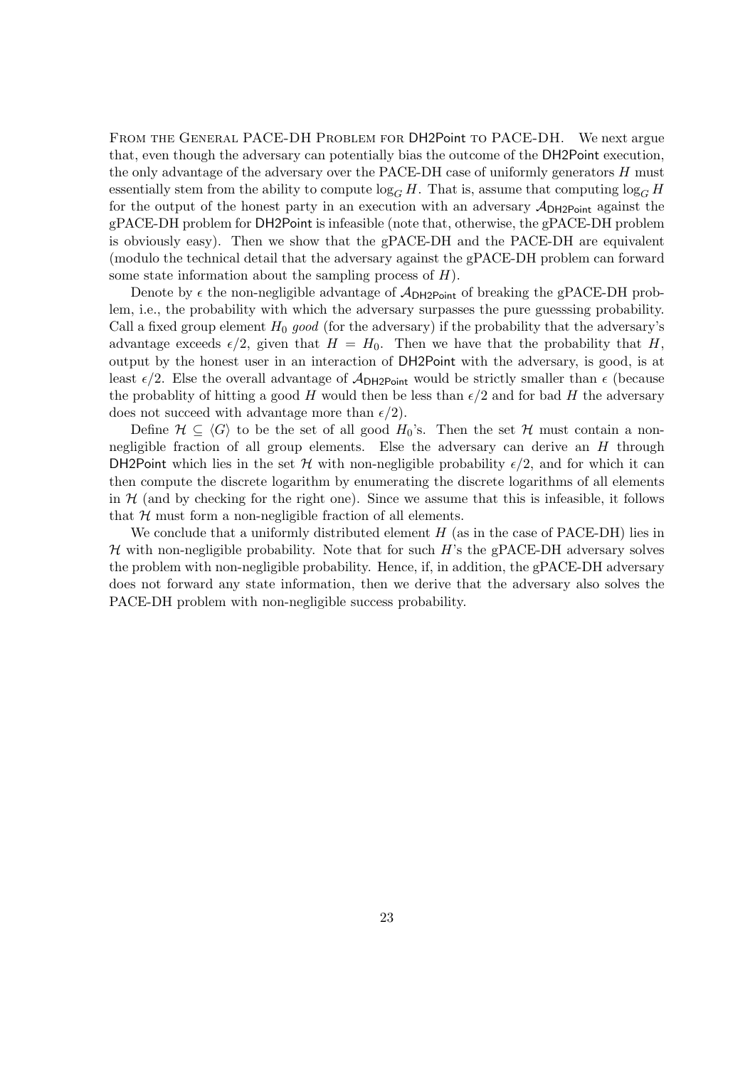**From the General PACE-DH Problem for DH2Point to PACE-DH.** We next argue that, even though the adversary can potentially bias the outcome of the DH2Point execution, the only advantage of the adversary over the PACE-DH case of uniformly generators $H$ must essentially stem from the ability to compute $\log_G H$. That is, assume that computing $\log_G H$ for the output of the honest party in an execution with an adversary $\mathcal{A}_{\mathsf{DH2Point}}$ against the gPACE-DH problem for DH2Point is infeasible (note that, otherwise, the gPACE-DH problem is obviously easy). Then we show that the gPACE-DH and the PACE-DH are equivalent (modulo the technical detail that the adversary against the gPACE-DH problem can forward some state information about the sampling process of $H$).

Denote by $\epsilon$ the non-negligible advantage of $\mathcal{A}_{\mathsf{DH2Point}}$ of breaking the gPACE-DH problem, i.e., the probability with which the adversary surpasses the pure guesssing probability. Call a fixed group element $H_0$ *good* (for the adversary) if the probability that the adversary's advantage exceeds $\epsilon/2$, given that $H = H_0$. Then we have that the probability that $H$, output by the honest user in an interaction of DH2Point with the adversary, is good, is at least $\epsilon/2$. Else the overall advantage of $\mathcal{A}_{\mathsf{DH2Point}}$ would be strictly smaller than $\epsilon$ (because the probablity of hitting a good $H$ would then be less than $\epsilon/2$ and for bad $H$ the adversary does not succeed with advantage more than $\epsilon/2$).

Define $\mathcal{H} \subseteq \langle G \rangle$ to be the set of all good $H_0$'s. Then the set $\mathcal{H}$ must contain a non-negligible fraction of all group elements. Else the adversary can derive an $H$ through DH2Point which lies in the set $\mathcal{H}$ with non-negligible probability $\epsilon/2$, and for which it can then compute the discrete logarithm by enumerating the discrete logarithms of all elements in $\mathcal{H}$ (and by checking for the right one). Since we assume that this is infeasible, it follows that $\mathcal{H}$ must form a non-negligible fraction of all elements.

We conclude that a uniformly distributed element $H$ (as in the case of PACE-DH) lies in $\mathcal{H}$ with non-negligible probability. Note that for such $H$'s the gPACE-DH adversary solves the problem with non-negligible probability. Hence, if, in addition, the gPACE-DH adversary does not forward any state information, then we derive that the adversary also solves the PACE-DH problem with non-negligible success probability.